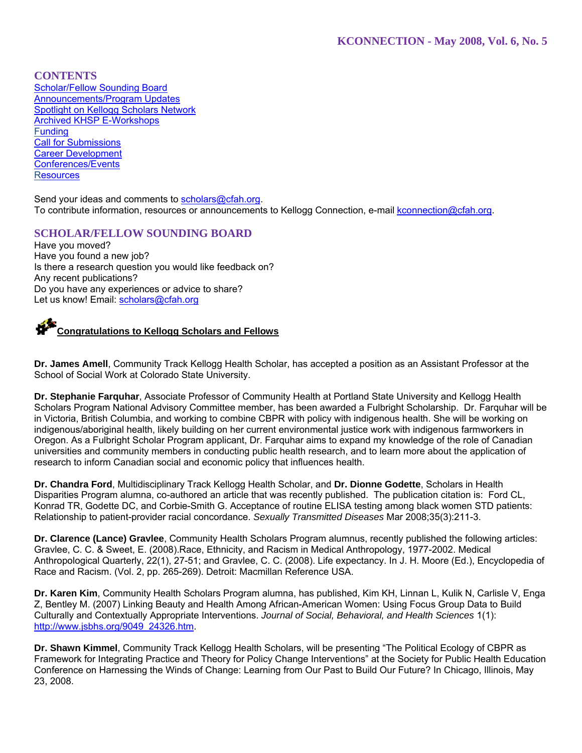**KCONNECTION - May 2008, Vol. 6, No. 5**

## CONTENTS

Scholar/Fellow Sounding Board
Announcements/Program Updates
Spotlight on Kellogg Scholars Network
Archived KHSP E-Workshops
Funding
Call for Submissions
Career Development
Conferences/Events
Resources

Send your ideas and comments to scholars@cfah.org.
To contribute information, resources or announcements to Kellogg Connection, e-mail kconnection@cfah.org.

## SCHOLAR/FELLOW SOUNDING BOARD

Have you moved?
Have you found a new job?
Is there a research question you would like feedback on?
Any recent publications?
Do you have any experiences or advice to share?
Let us know! Email: scholars@cfah.org

### Congratulations to Kellogg Scholars and Fellows

**Dr. James Amell**, Community Track Kellogg Health Scholar, has accepted a position as an Assistant Professor at the School of Social Work at Colorado State University.

**Dr. Stephanie Farquhar**, Associate Professor of Community Health at Portland State University and Kellogg Health Scholars Program National Advisory Committee member, has been awarded a Fulbright Scholarship. Dr. Farquhar will be in Victoria, British Columbia, and working to combine CBPR with policy with indigenous health. She will be working on indigenous/aboriginal health, likely building on her current environmental justice work with indigenous farmworkers in Oregon. As a Fulbright Scholar Program applicant, Dr. Farquhar aims to expand my knowledge of the role of Canadian universities and community members in conducting public health research, and to learn more about the application of research to inform Canadian social and economic policy that influences health.

**Dr. Chandra Ford**, Multidisciplinary Track Kellogg Health Scholar, and **Dr. Dionne Godette**, Scholars in Health Disparities Program alumna, co-authored an article that was recently published. The publication citation is: Ford CL, Konrad TR, Godette DC, and Corbie-Smith G. Acceptance of routine ELISA testing among black women STD patients: Relationship to patient-provider racial concordance. *Sexually Transmitted Diseases* Mar 2008;35(3):211-3.

**Dr. Clarence (Lance) Gravlee**, Community Health Scholars Program alumnus, recently published the following articles: Gravlee, C. C. & Sweet, E. (2008).Race, Ethnicity, and Racism in Medical Anthropology, 1977-2002. Medical Anthropological Quarterly, 22(1), 27-51; and Gravlee, C. C. (2008). Life expectancy. In J. H. Moore (Ed.), Encyclopedia of Race and Racism. (Vol. 2, pp. 265-269). Detroit: Macmillan Reference USA.

**Dr. Karen Kim**, Community Health Scholars Program alumna, has published, Kim KH, Linnan L, Kulik N, Carlisle V, Enga Z, Bentley M. (2007) Linking Beauty and Health Among African-American Women: Using Focus Group Data to Build Culturally and Contextually Appropriate Interventions. *Journal of Social, Behavioral, and Health Sciences* 1(1): http://www.jsbhs.org/9049_24326.htm.

**Dr. Shawn Kimmel**, Community Track Kellogg Health Scholars, will be presenting "The Political Ecology of CBPR as Framework for Integrating Practice and Theory for Policy Change Interventions" at the Society for Public Health Education Conference on Harnessing the Winds of Change: Learning from Our Past to Build Our Future? In Chicago, Illinois, May 23, 2008.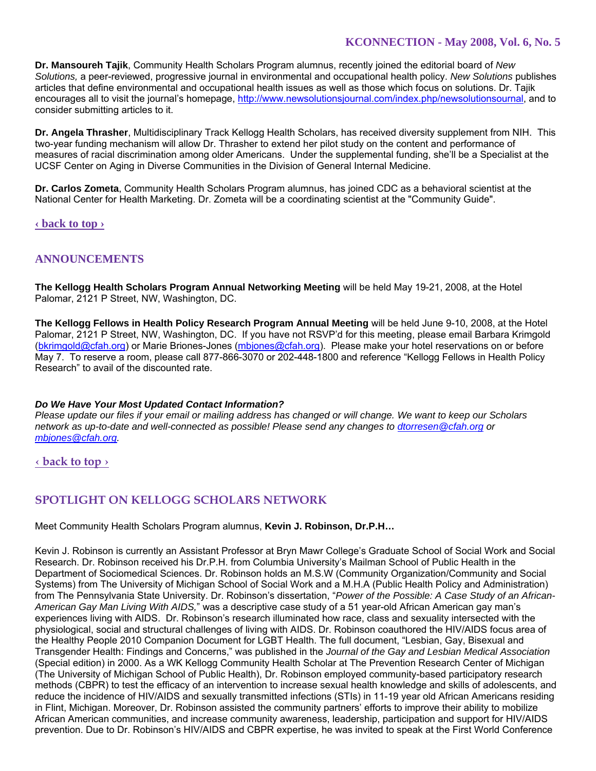**Dr. Mansoureh Tajik**, Community Health Scholars Program alumnus, recently joined the editorial board of *New Solutions,* a peer-reviewed, progressive journal in environmental and occupational health policy. *New Solutions* publishes articles that define environmental and occupational health issues as well as those which focus on solutions. Dr. Tajik encourages all to visit the journal's homepage, http://www.newsolutionsjournal.com/index.php/newsolutionsournal, and to consider submitting articles to it.

**Dr. Angela Thrasher**, Multidisciplinary Track Kellogg Health Scholars, has received diversity supplement from NIH. This two-year funding mechanism will allow Dr. Thrasher to extend her pilot study on the content and performance of measures of racial discrimination among older Americans. Under the supplemental funding, she'll be a Specialist at the UCSF Center on Aging in Diverse Communities in the Division of General Internal Medicine.

**Dr. Carlos Zometa**, Community Health Scholars Program alumnus, has joined CDC as a behavioral scientist at the National Center for Health Marketing. Dr. Zometa will be a coordinating scientist at the "Community Guide".

‹ back to top ›

## ANNOUNCEMENTS

**The Kellogg Health Scholars Program Annual Networking Meeting** will be held May 19-21, 2008, at the Hotel Palomar, 2121 P Street, NW, Washington, DC.

**The Kellogg Fellows in Health Policy Research Program Annual Meeting** will be held June 9-10, 2008, at the Hotel Palomar, 2121 P Street, NW, Washington, DC. If you have not RSVP'd for this meeting, please email Barbara Krimgold (bkrimgold@cfah.org) or Marie Briones-Jones (mbjones@cfah.org). Please make your hotel reservations on or before May 7. To reserve a room, please call 877-866-3070 or 202-448-1800 and reference "Kellogg Fellows in Health Policy Research" to avail of the discounted rate.

***Do We Have Your Most Updated Contact Information?***
*Please update our files if your email or mailing address has changed or will change. We want to keep our Scholars network as up-to-date and well-connected as possible! Please send any changes to dtorresen@cfah.org or mbjones@cfah.org.*

‹ back to top ›

## SPOTLIGHT ON KELLOGG SCHOLARS NETWORK

Meet Community Health Scholars Program alumnus, **Kevin J. Robinson, Dr.P.H…**

Kevin J. Robinson is currently an Assistant Professor at Bryn Mawr College's Graduate School of Social Work and Social Research. Dr. Robinson received his Dr.P.H. from Columbia University's Mailman School of Public Health in the Department of Sociomedical Sciences. Dr. Robinson holds an M.S.W (Community Organization/Community and Social Systems) from The University of Michigan School of Social Work and a M.H.A (Public Health Policy and Administration) from The Pennsylvania State University. Dr. Robinson's dissertation, "*Power of the Possible: A Case Study of an African-American Gay Man Living With AIDS,*" was a descriptive case study of a 51 year-old African American gay man's experiences living with AIDS. Dr. Robinson's research illuminated how race, class and sexuality intersected with the physiological, social and structural challenges of living with AIDS. Dr. Robinson coauthored the HIV/AIDS focus area of the Healthy People 2010 Companion Document for LGBT Health. The full document, "Lesbian, Gay, Bisexual and Transgender Health: Findings and Concerns," was published in the *Journal of the Gay and Lesbian Medical Association* (Special edition) in 2000. As a WK Kellogg Community Health Scholar at The Prevention Research Center of Michigan (The University of Michigan School of Public Health), Dr. Robinson employed community-based participatory research methods (CBPR) to test the efficacy of an intervention to increase sexual health knowledge and skills of adolescents, and reduce the incidence of HIV/AIDS and sexually transmitted infections (STIs) in 11-19 year old African Americans residing in Flint, Michigan. Moreover, Dr. Robinson assisted the community partners' efforts to improve their ability to mobilize African American communities, and increase community awareness, leadership, participation and support for HIV/AIDS prevention. Due to Dr. Robinson's HIV/AIDS and CBPR expertise, he was invited to speak at the First World Conference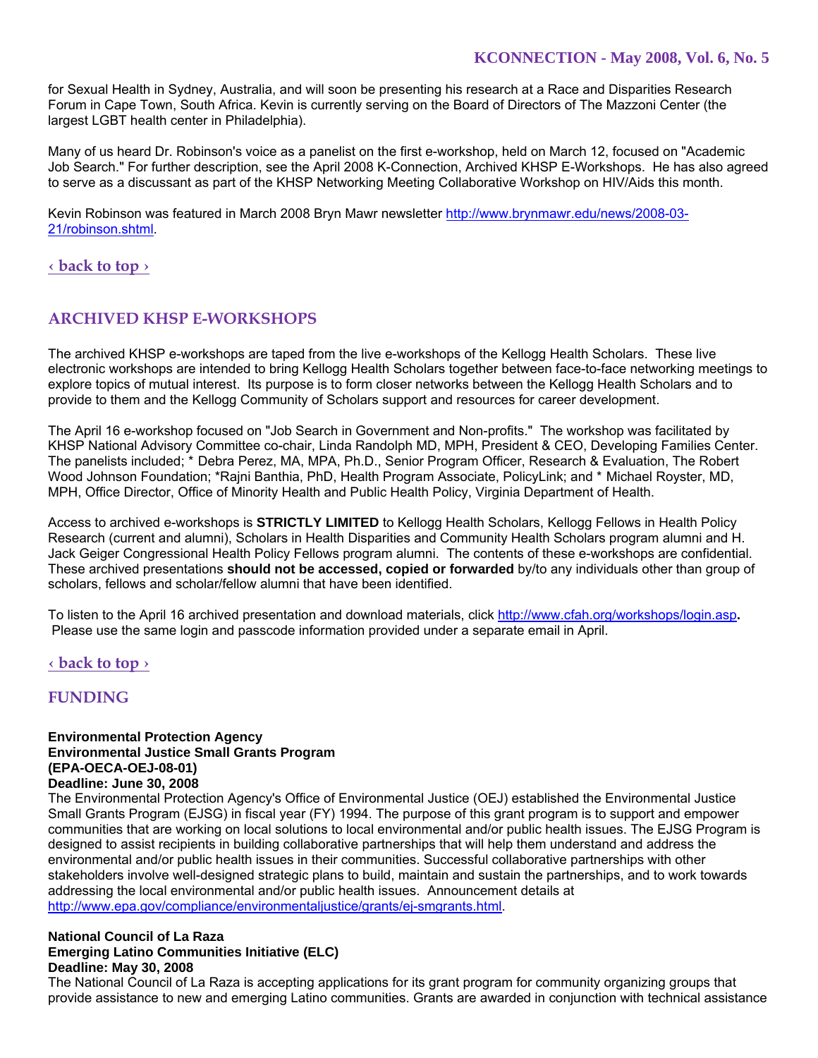for Sexual Health in Sydney, Australia, and will soon be presenting his research at a Race and Disparities Research Forum in Cape Town, South Africa. Kevin is currently serving on the Board of Directors of The Mazzoni Center (the largest LGBT health center in Philadelphia).

Many of us heard Dr. Robinson's voice as a panelist on the first e-workshop, held on March 12, focused on "Academic Job Search." For further description, see the April 2008 K-Connection, Archived KHSP E-Workshops. He has also agreed to serve as a discussant as part of the KHSP Networking Meeting Collaborative Workshop on HIV/Aids this month.

Kevin Robinson was featured in March 2008 Bryn Mawr newsletter http://www.brynmawr.edu/news/2008-03-21/robinson.shtml.

‹ back to top ›

## ARCHIVED KHSP E-WORKSHOPS

The archived KHSP e-workshops are taped from the live e-workshops of the Kellogg Health Scholars. These live electronic workshops are intended to bring Kellogg Health Scholars together between face-to-face networking meetings to explore topics of mutual interest. Its purpose is to form closer networks between the Kellogg Health Scholars and to provide to them and the Kellogg Community of Scholars support and resources for career development.

The April 16 e-workshop focused on "Job Search in Government and Non-profits." The workshop was facilitated by KHSP National Advisory Committee co-chair, Linda Randolph MD, MPH, President & CEO, Developing Families Center. The panelists included; * Debra Perez, MA, MPA, Ph.D., Senior Program Officer, Research & Evaluation, The Robert Wood Johnson Foundation; *Rajni Banthia, PhD, Health Program Associate, PolicyLink; and * Michael Royster, MD, MPH, Office Director, Office of Minority Health and Public Health Policy, Virginia Department of Health.

Access to archived e-workshops is **STRICTLY LIMITED** to Kellogg Health Scholars, Kellogg Fellows in Health Policy Research (current and alumni), Scholars in Health Disparities and Community Health Scholars program alumni and H. Jack Geiger Congressional Health Policy Fellows program alumni. The contents of these e-workshops are confidential. These archived presentations **should not be accessed, copied or forwarded** by/to any individuals other than group of scholars, fellows and scholar/fellow alumni that have been identified.

To listen to the April 16 archived presentation and download materials, click http://www.cfah.org/workshops/login.asp**.** Please use the same login and passcode information provided under a separate email in April.

‹ back to top ›

## FUNDING

**Environmental Protection Agency**
**Environmental Justice Small Grants Program**
**(EPA-OECA-OEJ-08-01)**
**Deadline: June 30, 2008**
The Environmental Protection Agency's Office of Environmental Justice (OEJ) established the Environmental Justice Small Grants Program (EJSG) in fiscal year (FY) 1994. The purpose of this grant program is to support and empower communities that are working on local solutions to local environmental and/or public health issues. The EJSG Program is designed to assist recipients in building collaborative partnerships that will help them understand and address the environmental and/or public health issues in their communities. Successful collaborative partnerships with other stakeholders involve well-designed strategic plans to build, maintain and sustain the partnerships, and to work towards addressing the local environmental and/or public health issues. Announcement details at http://www.epa.gov/compliance/environmentaljustice/grants/ej-smgrants.html.

**National Council of La Raza**
**Emerging Latino Communities Initiative (ELC)**
**Deadline: May 30, 2008**
The National Council of La Raza is accepting applications for its grant program for community organizing groups that provide assistance to new and emerging Latino communities. Grants are awarded in conjunction with technical assistance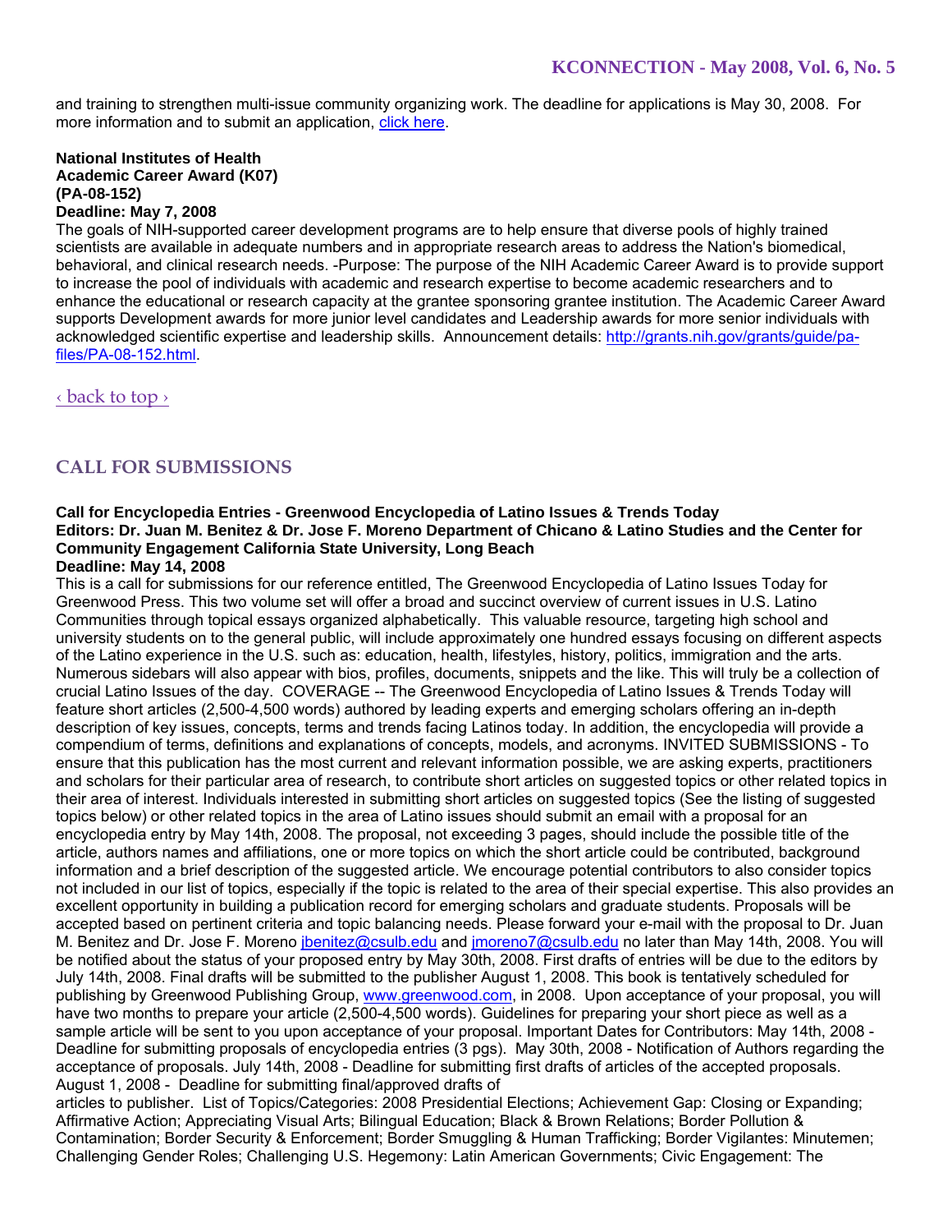and training to strengthen multi-issue community organizing work. The deadline for applications is May 30, 2008. For more information and to submit an application, click here.

**National Institutes of Health**
**Academic Career Award (K07)**
**(PA-08-152)**
**Deadline: May 7, 2008**

The goals of NIH-supported career development programs are to help ensure that diverse pools of highly trained scientists are available in adequate numbers and in appropriate research areas to address the Nation's biomedical, behavioral, and clinical research needs. -Purpose: The purpose of the NIH Academic Career Award is to provide support to increase the pool of individuals with academic and research expertise to become academic researchers and to enhance the educational or research capacity at the grantee sponsoring grantee institution. The Academic Career Award supports Development awards for more junior level candidates and Leadership awards for more senior individuals with acknowledged scientific expertise and leadership skills. Announcement details: http://grants.nih.gov/grants/guide/pa-files/PA-08-152.html.

‹ back to top ›

## CALL FOR SUBMISSIONS

**Call for Encyclopedia Entries - Greenwood Encyclopedia of Latino Issues & Trends Today**
**Editors: Dr. Juan M. Benitez & Dr. Jose F. Moreno Department of Chicano & Latino Studies and the Center for Community Engagement California State University, Long Beach**
**Deadline: May 14, 2008**

This is a call for submissions for our reference entitled, The Greenwood Encyclopedia of Latino Issues Today for Greenwood Press. This two volume set will offer a broad and succinct overview of current issues in U.S. Latino Communities through topical essays organized alphabetically. This valuable resource, targeting high school and university students on to the general public, will include approximately one hundred essays focusing on different aspects of the Latino experience in the U.S. such as: education, health, lifestyles, history, politics, immigration and the arts. Numerous sidebars will also appear with bios, profiles, documents, snippets and the like. This will truly be a collection of crucial Latino Issues of the day. COVERAGE -- The Greenwood Encyclopedia of Latino Issues & Trends Today will feature short articles (2,500-4,500 words) authored by leading experts and emerging scholars offering an in-depth description of key issues, concepts, terms and trends facing Latinos today. In addition, the encyclopedia will provide a compendium of terms, definitions and explanations of concepts, models, and acronyms. INVITED SUBMISSIONS - To ensure that this publication has the most current and relevant information possible, we are asking experts, practitioners and scholars for their particular area of research, to contribute short articles on suggested topics or other related topics in their area of interest. Individuals interested in submitting short articles on suggested topics (See the listing of suggested topics below) or other related topics in the area of Latino issues should submit an email with a proposal for an encyclopedia entry by May 14th, 2008. The proposal, not exceeding 3 pages, should include the possible title of the article, authors names and affiliations, one or more topics on which the short article could be contributed, background information and a brief description of the suggested article. We encourage potential contributors to also consider topics not included in our list of topics, especially if the topic is related to the area of their special expertise. This also provides an excellent opportunity in building a publication record for emerging scholars and graduate students. Proposals will be accepted based on pertinent criteria and topic balancing needs. Please forward your e-mail with the proposal to Dr. Juan M. Benitez and Dr. Jose F. Moreno jbenitez@csulb.edu and jmoreno7@csulb.edu no later than May 14th, 2008. You will be notified about the status of your proposed entry by May 30th, 2008. First drafts of entries will be due to the editors by July 14th, 2008. Final drafts will be submitted to the publisher August 1, 2008. This book is tentatively scheduled for publishing by Greenwood Publishing Group, www.greenwood.com, in 2008. Upon acceptance of your proposal, you will have two months to prepare your article (2,500-4,500 words). Guidelines for preparing your short piece as well as a sample article will be sent to you upon acceptance of your proposal. Important Dates for Contributors: May 14th, 2008 - Deadline for submitting proposals of encyclopedia entries (3 pgs). May 30th, 2008 - Notification of Authors regarding the acceptance of proposals. July 14th, 2008 - Deadline for submitting first drafts of articles of the accepted proposals. August 1, 2008 - Deadline for submitting final/approved drafts of articles to publisher. List of Topics/Categories: 2008 Presidential Elections; Achievement Gap: Closing or Expanding; Affirmative Action; Appreciating Visual Arts; Bilingual Education; Black & Brown Relations; Border Pollution & Contamination; Border Security & Enforcement; Border Smuggling & Human Trafficking; Border Vigilantes: Minutemen; Challenging Gender Roles; Challenging U.S. Hegemony: Latin American Governments; Civic Engagement: The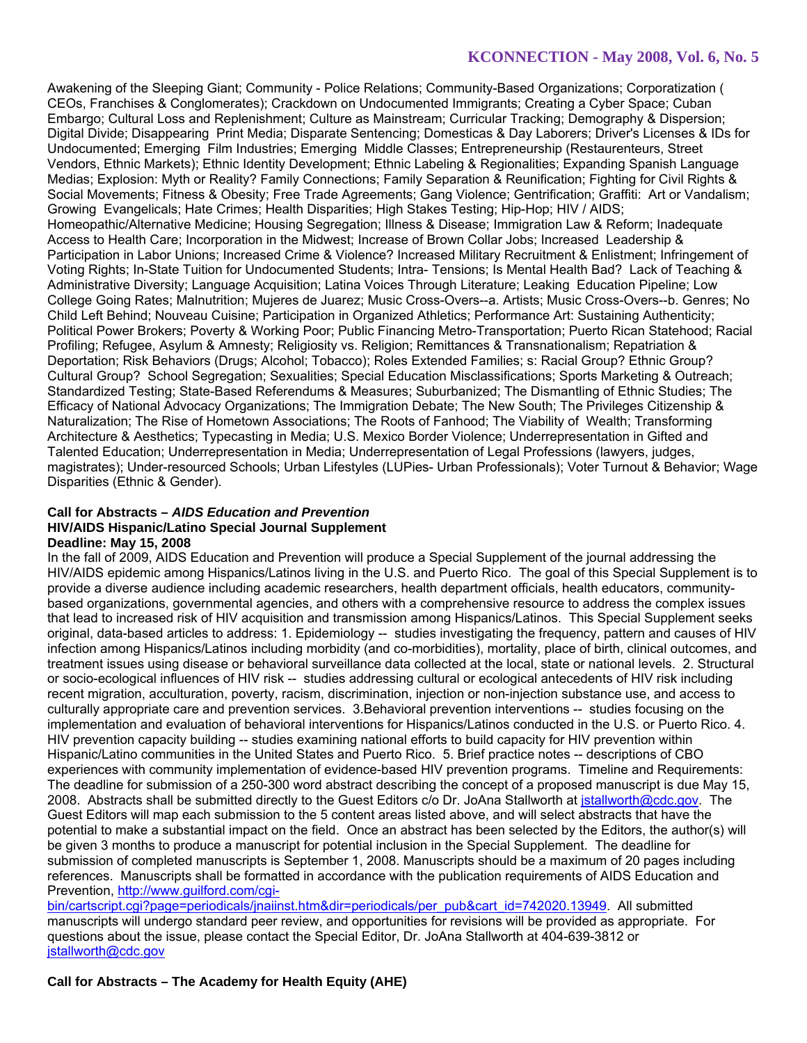Awakening of the Sleeping Giant; Community - Police Relations; Community-Based Organizations; Corporatization ( CEOs, Franchises & Conglomerates); Crackdown on Undocumented Immigrants; Creating a Cyber Space; Cuban Embargo; Cultural Loss and Replenishment; Culture as Mainstream; Curricular Tracking; Demography & Dispersion; Digital Divide; Disappearing Print Media; Disparate Sentencing; Domesticas & Day Laborers; Driver's Licenses & IDs for Undocumented; Emerging Film Industries; Emerging Middle Classes; Entrepreneurship (Restaurenteurs, Street Vendors, Ethnic Markets); Ethnic Identity Development; Ethnic Labeling & Regionalities; Expanding Spanish Language Medias; Explosion: Myth or Reality? Family Connections; Family Separation & Reunification; Fighting for Civil Rights & Social Movements; Fitness & Obesity; Free Trade Agreements; Gang Violence; Gentrification; Graffiti: Art or Vandalism; Growing Evangelicals; Hate Crimes; Health Disparities; High Stakes Testing; Hip-Hop; HIV / AIDS; Homeopathic/Alternative Medicine; Housing Segregation; Illness & Disease; Immigration Law & Reform; Inadequate Access to Health Care; Incorporation in the Midwest; Increase of Brown Collar Jobs; Increased Leadership & Participation in Labor Unions; Increased Crime & Violence? Increased Military Recruitment & Enlistment; Infringement of Voting Rights; In-State Tuition for Undocumented Students; Intra- Tensions; Is Mental Health Bad? Lack of Teaching & Administrative Diversity; Language Acquisition; Latina Voices Through Literature; Leaking Education Pipeline; Low College Going Rates; Malnutrition; Mujeres de Juarez; Music Cross-Overs--a. Artists; Music Cross-Overs--b. Genres; No Child Left Behind; Nouveau Cuisine; Participation in Organized Athletics; Performance Art: Sustaining Authenticity; Political Power Brokers; Poverty & Working Poor; Public Financing Metro-Transportation; Puerto Rican Statehood; Racial Profiling; Refugee, Asylum & Amnesty; Religiosity vs. Religion; Remittances & Transnationalism; Repatriation & Deportation; Risk Behaviors (Drugs; Alcohol; Tobacco); Roles Extended Families; s: Racial Group? Ethnic Group? Cultural Group? School Segregation; Sexualities; Special Education Misclassifications; Sports Marketing & Outreach; Standardized Testing; State-Based Referendums & Measures; Suburbanized; The Dismantling of Ethnic Studies; The Efficacy of National Advocacy Organizations; The Immigration Debate; The New South; The Privileges Citizenship & Naturalization; The Rise of Hometown Associations; The Roots of Fanhood; The Viability of Wealth; Transforming Architecture & Aesthetics; Typecasting in Media; U.S. Mexico Border Violence; Underrepresentation in Gifted and Talented Education; Underrepresentation in Media; Underrepresentation of Legal Professions (lawyers, judges, magistrates); Under-resourced Schools; Urban Lifestyles (LUPies- Urban Professionals); Voter Turnout & Behavior; Wage Disparities (Ethnic & Gender).

**Call for Abstracts – *AIDS Education and Prevention***
**HIV/AIDS Hispanic/Latino Special Journal Supplement**
**Deadline: May 15, 2008**

In the fall of 2009, AIDS Education and Prevention will produce a Special Supplement of the journal addressing the HIV/AIDS epidemic among Hispanics/Latinos living in the U.S. and Puerto Rico. The goal of this Special Supplement is to provide a diverse audience including academic researchers, health department officials, health educators, community-based organizations, governmental agencies, and others with a comprehensive resource to address the complex issues that lead to increased risk of HIV acquisition and transmission among Hispanics/Latinos. This Special Supplement seeks original, data-based articles to address: 1. Epidemiology -- studies investigating the frequency, pattern and causes of HIV infection among Hispanics/Latinos including morbidity (and co-morbidities), mortality, place of birth, clinical outcomes, and treatment issues using disease or behavioral surveillance data collected at the local, state or national levels. 2. Structural or socio-ecological influences of HIV risk -- studies addressing cultural or ecological antecedents of HIV risk including recent migration, acculturation, poverty, racism, discrimination, injection or non-injection substance use, and access to culturally appropriate care and prevention services. 3.Behavioral prevention interventions -- studies focusing on the implementation and evaluation of behavioral interventions for Hispanics/Latinos conducted in the U.S. or Puerto Rico. 4. HIV prevention capacity building -- studies examining national efforts to build capacity for HIV prevention within Hispanic/Latino communities in the United States and Puerto Rico. 5. Brief practice notes -- descriptions of CBO experiences with community implementation of evidence-based HIV prevention programs. Timeline and Requirements: The deadline for submission of a 250-300 word abstract describing the concept of a proposed manuscript is due May 15, 2008. Abstracts shall be submitted directly to the Guest Editors c/o Dr. JoAna Stallworth at jstallworth@cdc.gov. The Guest Editors will map each submission to the 5 content areas listed above, and will select abstracts that have the potential to make a substantial impact on the field. Once an abstract has been selected by the Editors, the author(s) will be given 3 months to produce a manuscript for potential inclusion in the Special Supplement. The deadline for submission of completed manuscripts is September 1, 2008. Manuscripts should be a maximum of 20 pages including references. Manuscripts shall be formatted in accordance with the publication requirements of AIDS Education and Prevention, http://www.guilford.com/cgi-bin/cartscript.cgi?page=periodicals/jnaiinst.htm&dir=periodicals/per_pub&cart_id=742020.13949. All submitted manuscripts will undergo standard peer review, and opportunities for revisions will be provided as appropriate. For questions about the issue, please contact the Special Editor, Dr. JoAna Stallworth at 404-639-3812 or jstallworth@cdc.gov

**Call for Abstracts – The Academy for Health Equity (AHE)**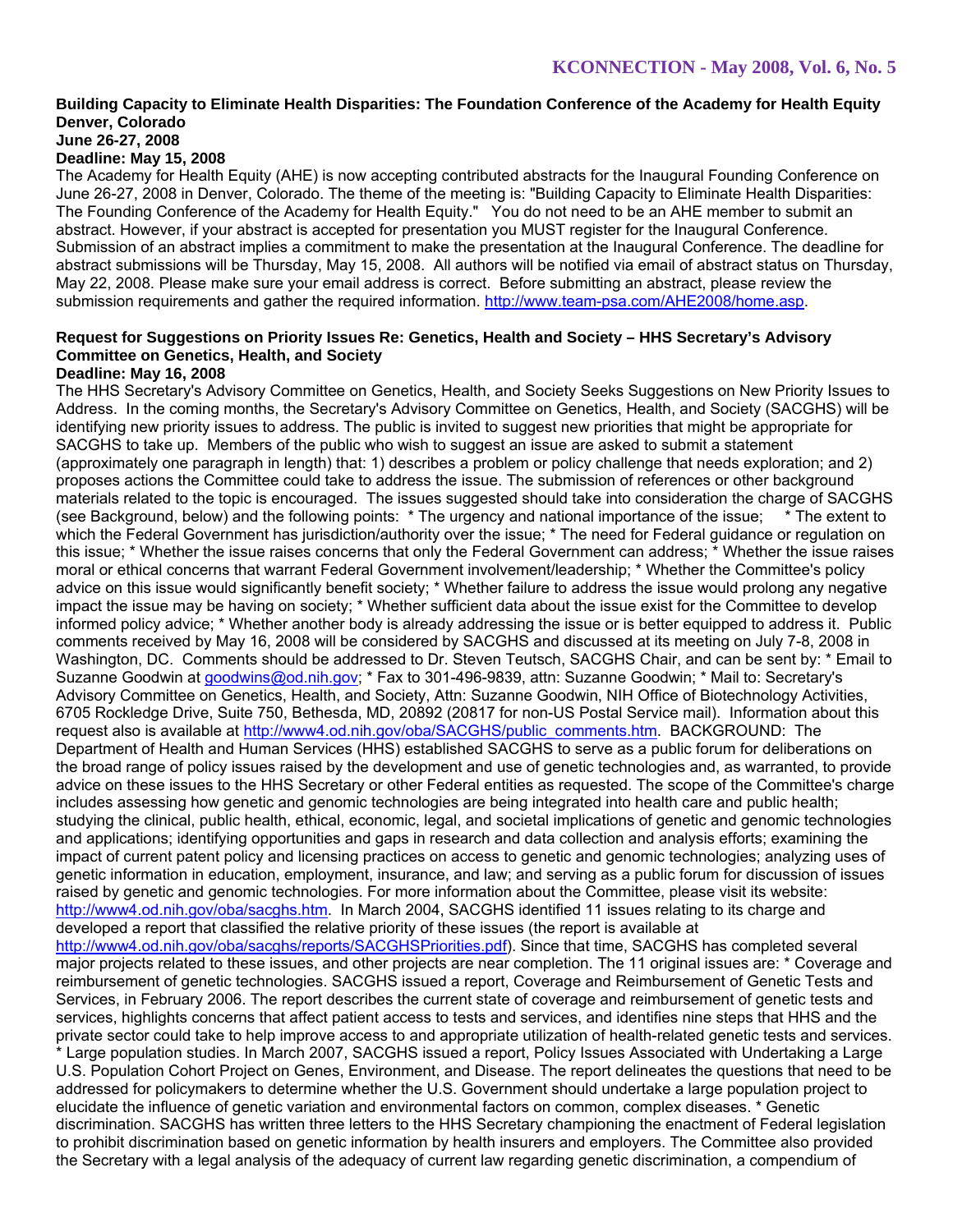**Building Capacity to Eliminate Health Disparities: The Foundation Conference of the Academy for Health Equity**
**Denver, Colorado**
**June 26-27, 2008**
**Deadline: May 15, 2008**

The Academy for Health Equity (AHE) is now accepting contributed abstracts for the Inaugural Founding Conference on June 26-27, 2008 in Denver, Colorado. The theme of the meeting is: "Building Capacity to Eliminate Health Disparities: The Founding Conference of the Academy for Health Equity." You do not need to be an AHE member to submit an abstract. However, if your abstract is accepted for presentation you MUST register for the Inaugural Conference. Submission of an abstract implies a commitment to make the presentation at the Inaugural Conference. The deadline for abstract submissions will be Thursday, May 15, 2008. All authors will be notified via email of abstract status on Thursday, May 22, 2008. Please make sure your email address is correct. Before submitting an abstract, please review the submission requirements and gather the required information. http://www.team-psa.com/AHE2008/home.asp.

**Request for Suggestions on Priority Issues Re: Genetics, Health and Society – HHS Secretary's Advisory Committee on Genetics, Health, and Society**
**Deadline: May 16, 2008**

The HHS Secretary's Advisory Committee on Genetics, Health, and Society Seeks Suggestions on New Priority Issues to Address. In the coming months, the Secretary's Advisory Committee on Genetics, Health, and Society (SACGHS) will be identifying new priority issues to address. The public is invited to suggest new priorities that might be appropriate for SACGHS to take up. Members of the public who wish to suggest an issue are asked to submit a statement (approximately one paragraph in length) that: 1) describes a problem or policy challenge that needs exploration; and 2) proposes actions the Committee could take to address the issue. The submission of references or other background materials related to the topic is encouraged. The issues suggested should take into consideration the charge of SACGHS (see Background, below) and the following points: * The urgency and national importance of the issue; * The extent to which the Federal Government has jurisdiction/authority over the issue; * The need for Federal guidance or regulation on this issue; * Whether the issue raises concerns that only the Federal Government can address; * Whether the issue raises moral or ethical concerns that warrant Federal Government involvement/leadership; * Whether the Committee's policy advice on this issue would significantly benefit society; * Whether failure to address the issue would prolong any negative impact the issue may be having on society; * Whether sufficient data about the issue exist for the Committee to develop informed policy advice; * Whether another body is already addressing the issue or is better equipped to address it. Public comments received by May 16, 2008 will be considered by SACGHS and discussed at its meeting on July 7-8, 2008 in Washington, DC. Comments should be addressed to Dr. Steven Teutsch, SACGHS Chair, and can be sent by: * Email to Suzanne Goodwin at goodwins@od.nih.gov; * Fax to 301-496-9839, attn: Suzanne Goodwin; * Mail to: Secretary's Advisory Committee on Genetics, Health, and Society, Attn: Suzanne Goodwin, NIH Office of Biotechnology Activities, 6705 Rockledge Drive, Suite 750, Bethesda, MD, 20892 (20817 for non-US Postal Service mail). Information about this request also is available at http://www4.od.nih.gov/oba/SACGHS/public_comments.htm. BACKGROUND: The Department of Health and Human Services (HHS) established SACGHS to serve as a public forum for deliberations on the broad range of policy issues raised by the development and use of genetic technologies and, as warranted, to provide advice on these issues to the HHS Secretary or other Federal entities as requested. The scope of the Committee's charge includes assessing how genetic and genomic technologies are being integrated into health care and public health; studying the clinical, public health, ethical, economic, legal, and societal implications of genetic and genomic technologies and applications; identifying opportunities and gaps in research and data collection and analysis efforts; examining the impact of current patent policy and licensing practices on access to genetic and genomic technologies; analyzing uses of genetic information in education, employment, insurance, and law; and serving as a public forum for discussion of issues raised by genetic and genomic technologies. For more information about the Committee, please visit its website: http://www4.od.nih.gov/oba/sacghs.htm. In March 2004, SACGHS identified 11 issues relating to its charge and developed a report that classified the relative priority of these issues (the report is available at http://www4.od.nih.gov/oba/sacghs/reports/SACGHSPriorities.pdf). Since that time, SACGHS has completed several major projects related to these issues, and other projects are near completion. The 11 original issues are: * Coverage and reimbursement of genetic technologies. SACGHS issued a report, Coverage and Reimbursement of Genetic Tests and Services, in February 2006. The report describes the current state of coverage and reimbursement of genetic tests and services, highlights concerns that affect patient access to tests and services, and identifies nine steps that HHS and the private sector could take to help improve access to and appropriate utilization of health-related genetic tests and services. * Large population studies. In March 2007, SACGHS issued a report, Policy Issues Associated with Undertaking a Large U.S. Population Cohort Project on Genes, Environment, and Disease. The report delineates the questions that need to be addressed for policymakers to determine whether the U.S. Government should undertake a large population project to elucidate the influence of genetic variation and environmental factors on common, complex diseases. * Genetic discrimination. SACGHS has written three letters to the HHS Secretary championing the enactment of Federal legislation to prohibit discrimination based on genetic information by health insurers and employers. The Committee also provided the Secretary with a legal analysis of the adequacy of current law regarding genetic discrimination, a compendium of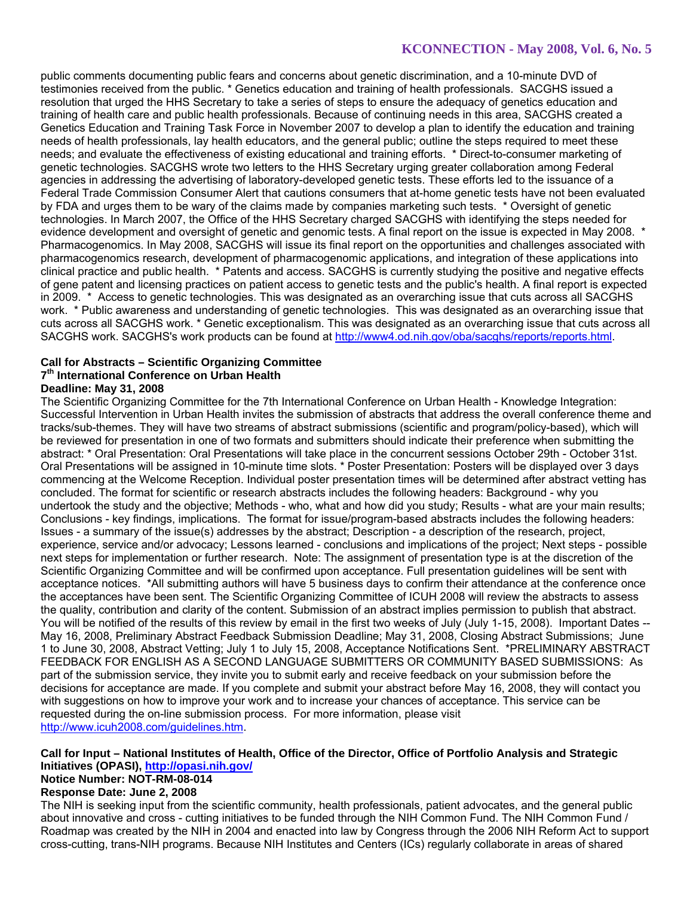public comments documenting public fears and concerns about genetic discrimination, and a 10-minute DVD of testimonies received from the public. * Genetics education and training of health professionals. SACGHS issued a resolution that urged the HHS Secretary to take a series of steps to ensure the adequacy of genetics education and training of health care and public health professionals. Because of continuing needs in this area, SACGHS created a Genetics Education and Training Task Force in November 2007 to develop a plan to identify the education and training needs of health professionals, lay health educators, and the general public; outline the steps required to meet these needs; and evaluate the effectiveness of existing educational and training efforts. * Direct-to-consumer marketing of genetic technologies. SACGHS wrote two letters to the HHS Secretary urging greater collaboration among Federal agencies in addressing the advertising of laboratory-developed genetic tests. These efforts led to the issuance of a Federal Trade Commission Consumer Alert that cautions consumers that at-home genetic tests have not been evaluated by FDA and urges them to be wary of the claims made by companies marketing such tests. * Oversight of genetic technologies. In March 2007, the Office of the HHS Secretary charged SACGHS with identifying the steps needed for evidence development and oversight of genetic and genomic tests. A final report on the issue is expected in May 2008. * Pharmacogenomics. In May 2008, SACGHS will issue its final report on the opportunities and challenges associated with pharmacogenomics research, development of pharmacogenomic applications, and integration of these applications into clinical practice and public health. * Patents and access. SACGHS is currently studying the positive and negative effects of gene patent and licensing practices on patient access to genetic tests and the public's health. A final report is expected in 2009. * Access to genetic technologies. This was designated as an overarching issue that cuts across all SACGHS work. * Public awareness and understanding of genetic technologies. This was designated as an overarching issue that cuts across all SACGHS work. * Genetic exceptionalism. This was designated as an overarching issue that cuts across all SACGHS work. SACGHS's work products can be found at http://www4.od.nih.gov/oba/sacghs/reports/reports.html.

**Call for Abstracts – Scientific Organizing Committee**
**7th International Conference on Urban Health**
**Deadline: May 31, 2008**

The Scientific Organizing Committee for the 7th International Conference on Urban Health - Knowledge Integration: Successful Intervention in Urban Health invites the submission of abstracts that address the overall conference theme and tracks/sub-themes. They will have two streams of abstract submissions (scientific and program/policy-based), which will be reviewed for presentation in one of two formats and submitters should indicate their preference when submitting the abstract: * Oral Presentation: Oral Presentations will take place in the concurrent sessions October 29th - October 31st. Oral Presentations will be assigned in 10-minute time slots. * Poster Presentation: Posters will be displayed over 3 days commencing at the Welcome Reception. Individual poster presentation times will be determined after abstract vetting has concluded. The format for scientific or research abstracts includes the following headers: Background - why you undertook the study and the objective; Methods - who, what and how did you study; Results - what are your main results; Conclusions - key findings, implications. The format for issue/program-based abstracts includes the following headers: Issues - a summary of the issue(s) addresses by the abstract; Description - a description of the research, project, experience, service and/or advocacy; Lessons learned - conclusions and implications of the project; Next steps - possible next steps for implementation or further research. Note: The assignment of presentation type is at the discretion of the Scientific Organizing Committee and will be confirmed upon acceptance. Full presentation guidelines will be sent with acceptance notices. *All submitting authors will have 5 business days to confirm their attendance at the conference once the acceptances have been sent. The Scientific Organizing Committee of ICUH 2008 will review the abstracts to assess the quality, contribution and clarity of the content. Submission of an abstract implies permission to publish that abstract. You will be notified of the results of this review by email in the first two weeks of July (July 1-15, 2008). Important Dates -- May 16, 2008, Preliminary Abstract Feedback Submission Deadline; May 31, 2008, Closing Abstract Submissions; June 1 to June 30, 2008, Abstract Vetting; July 1 to July 15, 2008, Acceptance Notifications Sent. *PRELIMINARY ABSTRACT FEEDBACK FOR ENGLISH AS A SECOND LANGUAGE SUBMITTERS OR COMMUNITY BASED SUBMISSIONS: As part of the submission service, they invite you to submit early and receive feedback on your submission before the decisions for acceptance are made. If you complete and submit your abstract before May 16, 2008, they will contact you with suggestions on how to improve your work and to increase your chances of acceptance. This service can be requested during the on-line submission process. For more information, please visit http://www.icuh2008.com/guidelines.htm.

**Call for Input – National Institutes of Health, Office of the Director, Office of Portfolio Analysis and Strategic Initiatives (OPASI), http://opasi.nih.gov/**
**Notice Number: NOT-RM-08-014**
**Response Date: June 2, 2008**

The NIH is seeking input from the scientific community, health professionals, patient advocates, and the general public about innovative and cross - cutting initiatives to be funded through the NIH Common Fund. The NIH Common Fund / Roadmap was created by the NIH in 2004 and enacted into law by Congress through the 2006 NIH Reform Act to support cross-cutting, trans-NIH programs. Because NIH Institutes and Centers (ICs) regularly collaborate in areas of shared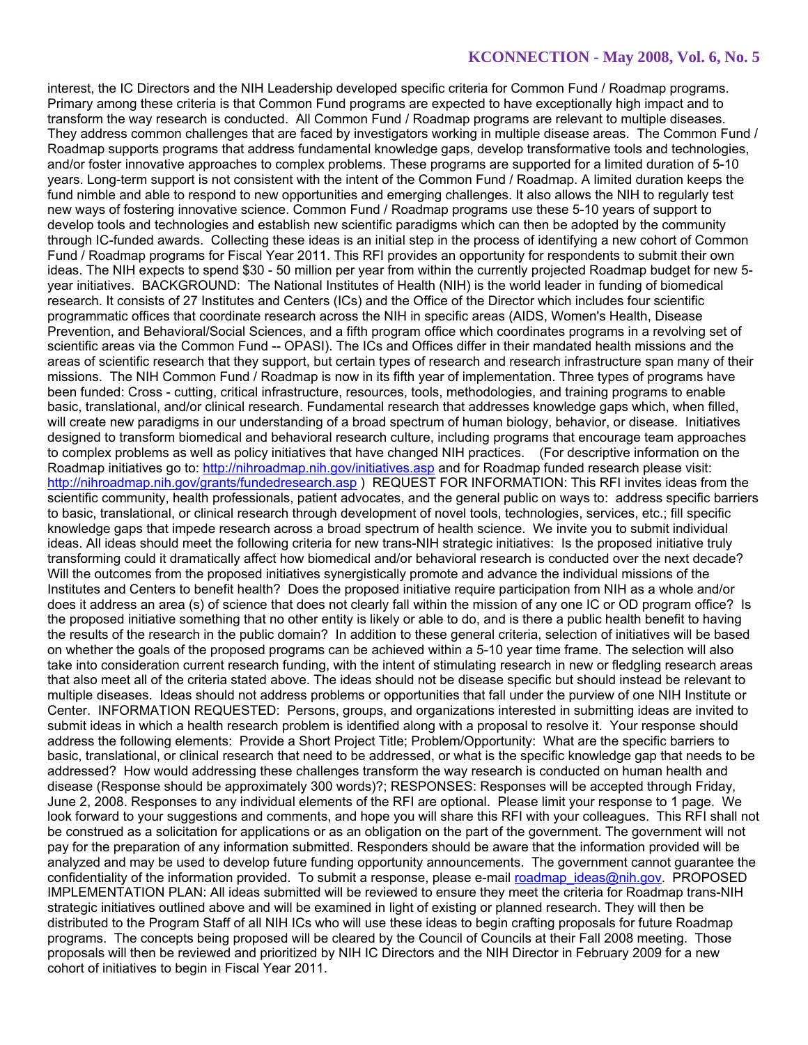interest, the IC Directors and the NIH Leadership developed specific criteria for Common Fund / Roadmap programs. Primary among these criteria is that Common Fund programs are expected to have exceptionally high impact and to transform the way research is conducted. All Common Fund / Roadmap programs are relevant to multiple diseases. They address common challenges that are faced by investigators working in multiple disease areas. The Common Fund / Roadmap supports programs that address fundamental knowledge gaps, develop transformative tools and technologies, and/or foster innovative approaches to complex problems. These programs are supported for a limited duration of 5-10 years. Long-term support is not consistent with the intent of the Common Fund / Roadmap. A limited duration keeps the fund nimble and able to respond to new opportunities and emerging challenges. It also allows the NIH to regularly test new ways of fostering innovative science. Common Fund / Roadmap programs use these 5-10 years of support to develop tools and technologies and establish new scientific paradigms which can then be adopted by the community through IC-funded awards. Collecting these ideas is an initial step in the process of identifying a new cohort of Common Fund / Roadmap programs for Fiscal Year 2011. This RFI provides an opportunity for respondents to submit their own ideas. The NIH expects to spend $30 - 50 million per year from within the currently projected Roadmap budget for new 5-year initiatives. BACKGROUND: The National Institutes of Health (NIH) is the world leader in funding of biomedical research. It consists of 27 Institutes and Centers (ICs) and the Office of the Director which includes four scientific programmatic offices that coordinate research across the NIH in specific areas (AIDS, Women's Health, Disease Prevention, and Behavioral/Social Sciences, and a fifth program office which coordinates programs in a revolving set of scientific areas via the Common Fund -- OPASI). The ICs and Offices differ in their mandated health missions and the areas of scientific research that they support, but certain types of research and research infrastructure span many of their missions. The NIH Common Fund / Roadmap is now in its fifth year of implementation. Three types of programs have been funded: Cross - cutting, critical infrastructure, resources, tools, methodologies, and training programs to enable basic, translational, and/or clinical research. Fundamental research that addresses knowledge gaps which, when filled, will create new paradigms in our understanding of a broad spectrum of human biology, behavior, or disease. Initiatives designed to transform biomedical and behavioral research culture, including programs that encourage team approaches to complex problems as well as policy initiatives that have changed NIH practices. (For descriptive information on the Roadmap initiatives go to: http://nihroadmap.nih.gov/initiatives.asp and for Roadmap funded research please visit: http://nihroadmap.nih.gov/grants/fundedresearch.asp ) REQUEST FOR INFORMATION: This RFI invites ideas from the scientific community, health professionals, patient advocates, and the general public on ways to: address specific barriers to basic, translational, or clinical research through development of novel tools, technologies, services, etc.; fill specific knowledge gaps that impede research across a broad spectrum of health science. We invite you to submit individual ideas. All ideas should meet the following criteria for new trans-NIH strategic initiatives: Is the proposed initiative truly transforming could it dramatically affect how biomedical and/or behavioral research is conducted over the next decade? Will the outcomes from the proposed initiatives synergistically promote and advance the individual missions of the Institutes and Centers to benefit health? Does the proposed initiative require participation from NIH as a whole and/or does it address an area (s) of science that does not clearly fall within the mission of any one IC or OD program office? Is the proposed initiative something that no other entity is likely or able to do, and is there a public health benefit to having the results of the research in the public domain? In addition to these general criteria, selection of initiatives will be based on whether the goals of the proposed programs can be achieved within a 5-10 year time frame. The selection will also take into consideration current research funding, with the intent of stimulating research in new or fledgling research areas that also meet all of the criteria stated above. The ideas should not be disease specific but should instead be relevant to multiple diseases. Ideas should not address problems or opportunities that fall under the purview of one NIH Institute or Center. INFORMATION REQUESTED: Persons, groups, and organizations interested in submitting ideas are invited to submit ideas in which a health research problem is identified along with a proposal to resolve it. Your response should address the following elements: Provide a Short Project Title; Problem/Opportunity: What are the specific barriers to basic, translational, or clinical research that need to be addressed, or what is the specific knowledge gap that needs to be addressed? How would addressing these challenges transform the way research is conducted on human health and disease (Response should be approximately 300 words)?; RESPONSES: Responses will be accepted through Friday, June 2, 2008. Responses to any individual elements of the RFI are optional. Please limit your response to 1 page. We look forward to your suggestions and comments, and hope you will share this RFI with your colleagues. This RFI shall not be construed as a solicitation for applications or as an obligation on the part of the government. The government will not pay for the preparation of any information submitted. Responders should be aware that the information provided will be analyzed and may be used to develop future funding opportunity announcements. The government cannot guarantee the confidentiality of the information provided. To submit a response, please e-mail roadmap_ideas@nih.gov. PROPOSED IMPLEMENTATION PLAN: All ideas submitted will be reviewed to ensure they meet the criteria for Roadmap trans-NIH strategic initiatives outlined above and will be examined in light of existing or planned research. They will then be distributed to the Program Staff of all NIH ICs who will use these ideas to begin crafting proposals for future Roadmap programs. The concepts being proposed will be cleared by the Council of Councils at their Fall 2008 meeting. Those proposals will then be reviewed and prioritized by NIH IC Directors and the NIH Director in February 2009 for a new cohort of initiatives to begin in Fiscal Year 2011.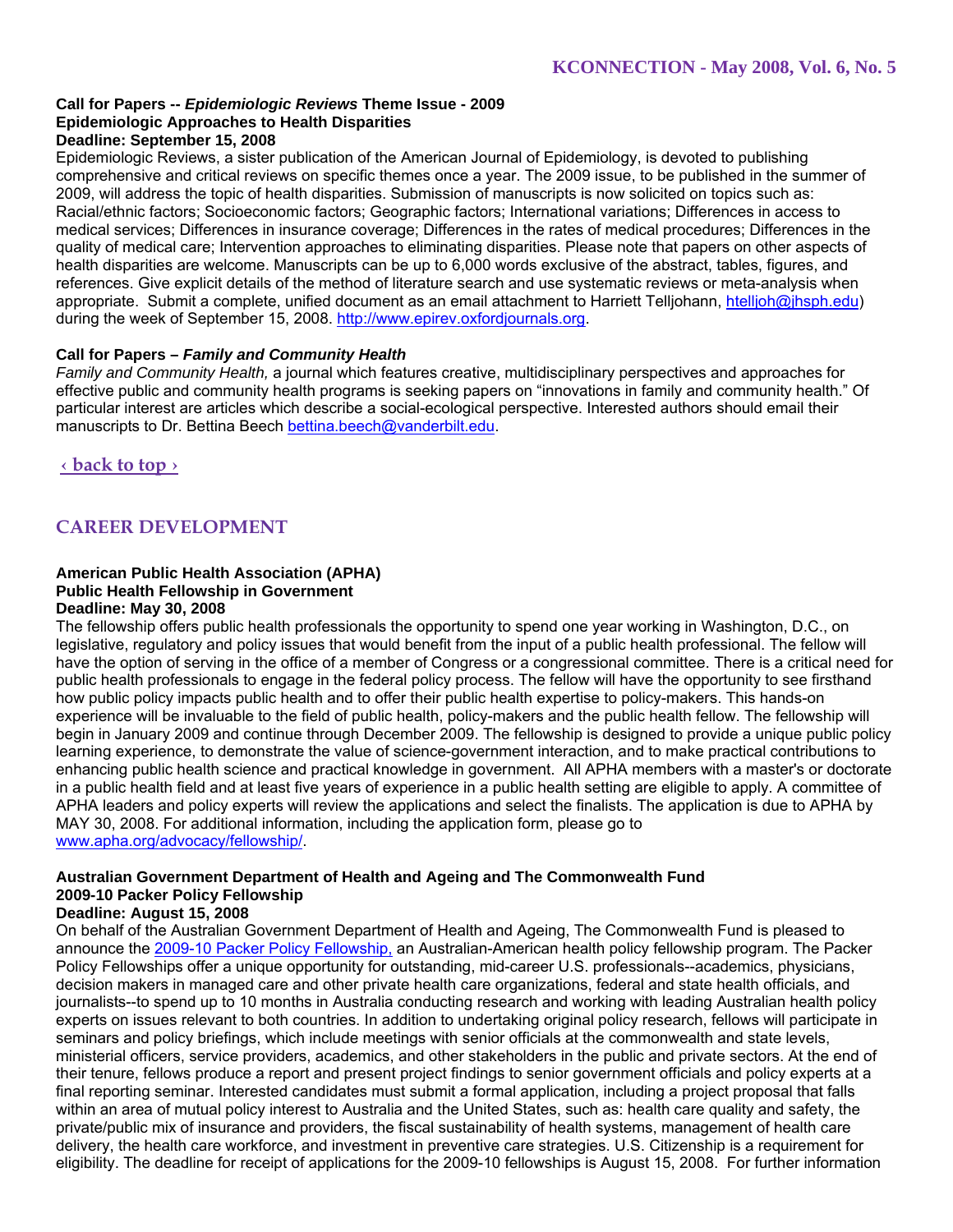**Call for Papers --** ***Epidemiologic Reviews*** **Theme Issue - 2009**
**Epidemiologic Approaches to Health Disparities**
**Deadline: September 15, 2008**

Epidemiologic Reviews, a sister publication of the American Journal of Epidemiology, is devoted to publishing comprehensive and critical reviews on specific themes once a year. The 2009 issue, to be published in the summer of 2009, will address the topic of health disparities. Submission of manuscripts is now solicited on topics such as: Racial/ethnic factors; Socioeconomic factors; Geographic factors; International variations; Differences in access to medical services; Differences in insurance coverage; Differences in the rates of medical procedures; Differences in the quality of medical care; Intervention approaches to eliminating disparities. Please note that papers on other aspects of health disparities are welcome. Manuscripts can be up to 6,000 words exclusive of the abstract, tables, figures, and references. Give explicit details of the method of literature search and use systematic reviews or meta-analysis when appropriate. Submit a complete, unified document as an email attachment to Harriett Telljohann, htelljoh@jhsph.edu) during the week of September 15, 2008. http://www.epirev.oxfordjournals.org.

**Call for Papers –** ***Family and Community Health***

*Family and Community Health,* a journal which features creative, multidisciplinary perspectives and approaches for effective public and community health programs is seeking papers on "innovations in family and community health." Of particular interest are articles which describe a social-ecological perspective. Interested authors should email their manuscripts to Dr. Bettina Beech bettina.beech@vanderbilt.edu.

‹ back to top ›

## CAREER DEVELOPMENT

**American Public Health Association (APHA)**
**Public Health Fellowship in Government**
**Deadline: May 30, 2008**

The fellowship offers public health professionals the opportunity to spend one year working in Washington, D.C., on legislative, regulatory and policy issues that would benefit from the input of a public health professional. The fellow will have the option of serving in the office of a member of Congress or a congressional committee. There is a critical need for public health professionals to engage in the federal policy process. The fellow will have the opportunity to see firsthand how public policy impacts public health and to offer their public health expertise to policy-makers. This hands-on experience will be invaluable to the field of public health, policy-makers and the public health fellow. The fellowship will begin in January 2009 and continue through December 2009. The fellowship is designed to provide a unique public policy learning experience, to demonstrate the value of science-government interaction, and to make practical contributions to enhancing public health science and practical knowledge in government. All APHA members with a master's or doctorate in a public health field and at least five years of experience in a public health setting are eligible to apply. A committee of APHA leaders and policy experts will review the applications and select the finalists. The application is due to APHA by MAY 30, 2008. For additional information, including the application form, please go to www.apha.org/advocacy/fellowship/.

**Australian Government Department of Health and Ageing and The Commonwealth Fund**
**2009-10 Packer Policy Fellowship**
**Deadline: August 15, 2008**

On behalf of the Australian Government Department of Health and Ageing, The Commonwealth Fund is pleased to announce the 2009-10 Packer Policy Fellowship, an Australian-American health policy fellowship program. The Packer Policy Fellowships offer a unique opportunity for outstanding, mid-career U.S. professionals--academics, physicians, decision makers in managed care and other private health care organizations, federal and state health officials, and journalists--to spend up to 10 months in Australia conducting research and working with leading Australian health policy experts on issues relevant to both countries. In addition to undertaking original policy research, fellows will participate in seminars and policy briefings, which include meetings with senior officials at the commonwealth and state levels, ministerial officers, service providers, academics, and other stakeholders in the public and private sectors. At the end of their tenure, fellows produce a report and present project findings to senior government officials and policy experts at a final reporting seminar. Interested candidates must submit a formal application, including a project proposal that falls within an area of mutual policy interest to Australia and the United States, such as: health care quality and safety, the private/public mix of insurance and providers, the fiscal sustainability of health systems, management of health care delivery, the health care workforce, and investment in preventive care strategies. U.S. Citizenship is a requirement for eligibility. The deadline for receipt of applications for the 2009-10 fellowships is August 15, 2008. For further information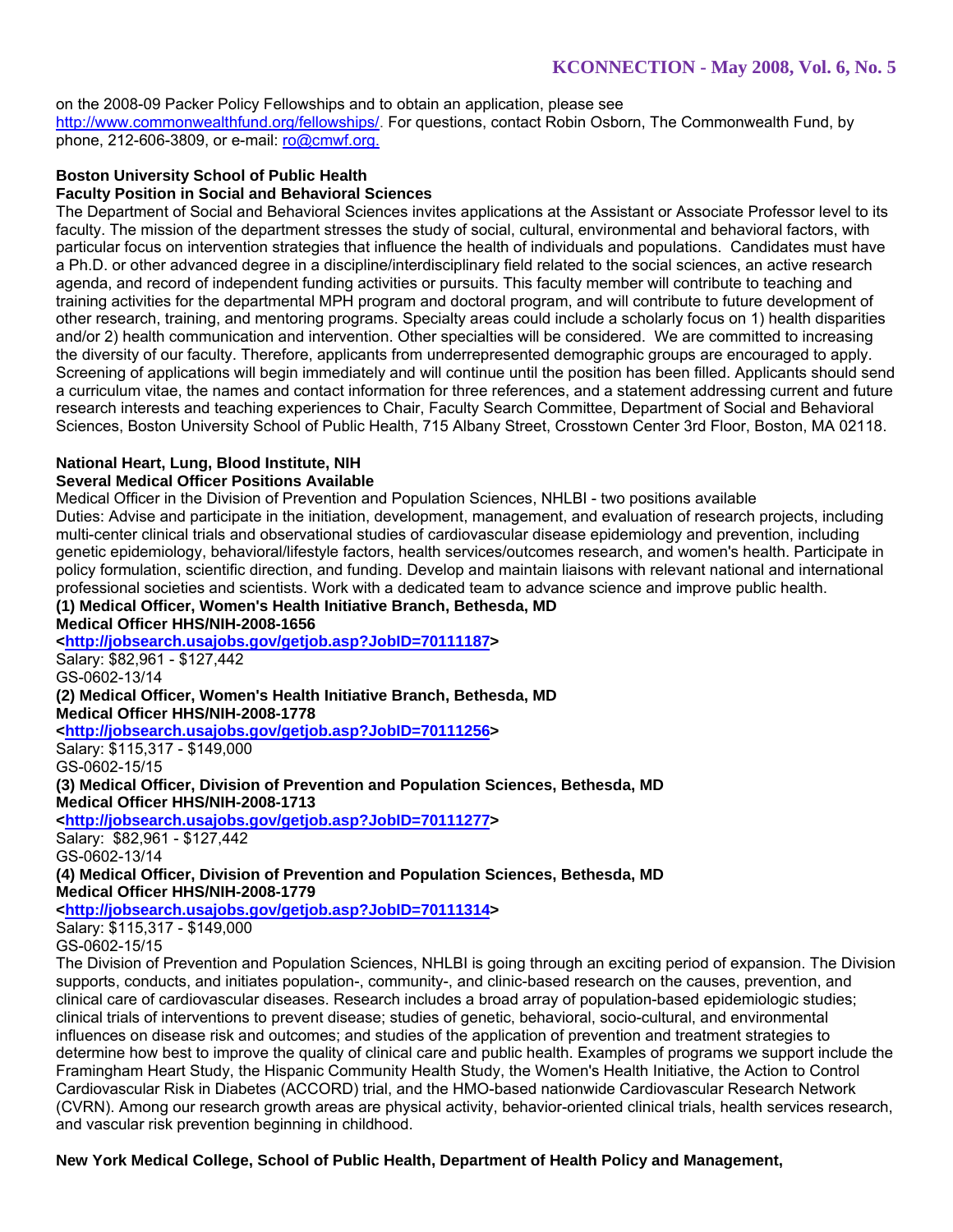on the 2008-09 Packer Policy Fellowships and to obtain an application, please see http://www.commonwealthfund.org/fellowships/. For questions, contact Robin Osborn, The Commonwealth Fund, by phone, 212-606-3809, or e-mail: ro@cmwf.org.

**Boston University School of Public Health**
**Faculty Position in Social and Behavioral Sciences**

The Department of Social and Behavioral Sciences invites applications at the Assistant or Associate Professor level to its faculty. The mission of the department stresses the study of social, cultural, environmental and behavioral factors, with particular focus on intervention strategies that influence the health of individuals and populations. Candidates must have a Ph.D. or other advanced degree in a discipline/interdisciplinary field related to the social sciences, an active research agenda, and record of independent funding activities or pursuits. This faculty member will contribute to teaching and training activities for the departmental MPH program and doctoral program, and will contribute to future development of other research, training, and mentoring programs. Specialty areas could include a scholarly focus on 1) health disparities and/or 2) health communication and intervention. Other specialties will be considered. We are committed to increasing the diversity of our faculty. Therefore, applicants from underrepresented demographic groups are encouraged to apply. Screening of applications will begin immediately and will continue until the position has been filled. Applicants should send a curriculum vitae, the names and contact information for three references, and a statement addressing current and future research interests and teaching experiences to Chair, Faculty Search Committee, Department of Social and Behavioral Sciences, Boston University School of Public Health, 715 Albany Street, Crosstown Center 3rd Floor, Boston, MA 02118.

**National Heart, Lung, Blood Institute, NIH**
**Several Medical Officer Positions Available**

Medical Officer in the Division of Prevention and Population Sciences, NHLBI - two positions available
Duties: Advise and participate in the initiation, development, management, and evaluation of research projects, including multi-center clinical trials and observational studies of cardiovascular disease epidemiology and prevention, including genetic epidemiology, behavioral/lifestyle factors, health services/outcomes research, and women's health. Participate in policy formulation, scientific direction, and funding. Develop and maintain liaisons with relevant national and international professional societies and scientists. Work with a dedicated team to advance science and improve public health.

**(1) Medical Officer, Women's Health Initiative Branch, Bethesda, MD**
**Medical Officer HHS/NIH-2008-1656**
**<http://jobsearch.usajobs.gov/getjob.asp?JobID=70111187>**
Salary: $82,961 - $127,442
GS-0602-13/14

**(2) Medical Officer, Women's Health Initiative Branch, Bethesda, MD**
**Medical Officer HHS/NIH-2008-1778**
**<http://jobsearch.usajobs.gov/getjob.asp?JobID=70111256>**
Salary: $115,317 - $149,000
GS-0602-15/15

**(3) Medical Officer, Division of Prevention and Population Sciences, Bethesda, MD**
**Medical Officer HHS/NIH-2008-1713**
**<http://jobsearch.usajobs.gov/getjob.asp?JobID=70111277>**
Salary: $82,961 - $127,442
GS-0602-13/14

**(4) Medical Officer, Division of Prevention and Population Sciences, Bethesda, MD**
**Medical Officer HHS/NIH-2008-1779**
**<http://jobsearch.usajobs.gov/getjob.asp?JobID=70111314>**
Salary: $115,317 - $149,000
GS-0602-15/15

The Division of Prevention and Population Sciences, NHLBI is going through an exciting period of expansion. The Division supports, conducts, and initiates population-, community-, and clinic-based research on the causes, prevention, and clinical care of cardiovascular diseases. Research includes a broad array of population-based epidemiologic studies; clinical trials of interventions to prevent disease; studies of genetic, behavioral, socio-cultural, and environmental influences on disease risk and outcomes; and studies of the application of prevention and treatment strategies to determine how best to improve the quality of clinical care and public health. Examples of programs we support include the Framingham Heart Study, the Hispanic Community Health Study, the Women's Health Initiative, the Action to Control Cardiovascular Risk in Diabetes (ACCORD) trial, and the HMO-based nationwide Cardiovascular Research Network (CVRN). Among our research growth areas are physical activity, behavior-oriented clinical trials, health services research, and vascular risk prevention beginning in childhood.

**New York Medical College, School of Public Health, Department of Health Policy and Management,**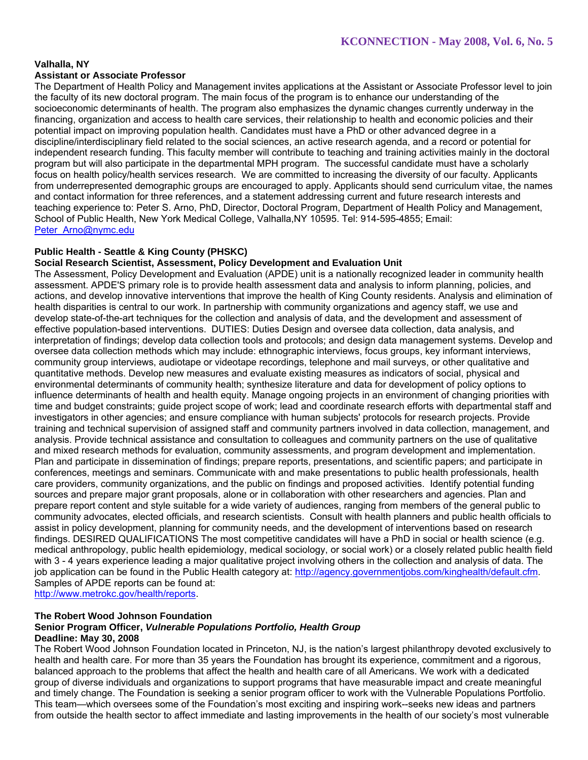**Valhalla, NY**

**Assistant or Associate Professor**

The Department of Health Policy and Management invites applications at the Assistant or Associate Professor level to join the faculty of its new doctoral program. The main focus of the program is to enhance our understanding of the socioeconomic determinants of health. The program also emphasizes the dynamic changes currently underway in the financing, organization and access to health care services, their relationship to health and economic policies and their potential impact on improving population health. Candidates must have a PhD or other advanced degree in a discipline/interdisciplinary field related to the social sciences, an active research agenda, and a record or potential for independent research funding. This faculty member will contribute to teaching and training activities mainly in the doctoral program but will also participate in the departmental MPH program. The successful candidate must have a scholarly focus on health policy/health services research. We are committed to increasing the diversity of our faculty. Applicants from underrepresented demographic groups are encouraged to apply. Applicants should send curriculum vitae, the names and contact information for three references, and a statement addressing current and future research interests and teaching experience to: Peter S. Arno, PhD, Director, Doctoral Program, Department of Health Policy and Management, School of Public Health, New York Medical College, Valhalla,NY 10595. Tel: 914-595-4855; Email: Peter_Arno@nymc.edu

**Public Health - Seattle & King County (PHSKC)**

**Social Research Scientist, Assessment, Policy Development and Evaluation Unit**

The Assessment, Policy Development and Evaluation (APDE) unit is a nationally recognized leader in community health assessment. APDE'S primary role is to provide health assessment data and analysis to inform planning, policies, and actions, and develop innovative interventions that improve the health of King County residents. Analysis and elimination of health disparities is central to our work. In partnership with community organizations and agency staff, we use and develop state-of-the-art techniques for the collection and analysis of data, and the development and assessment of effective population-based interventions. DUTIES: Duties Design and oversee data collection, data analysis, and interpretation of findings; develop data collection tools and protocols; and design data management systems. Develop and oversee data collection methods which may include: ethnographic interviews, focus groups, key informant interviews, community group interviews, audiotape or videotape recordings, telephone and mail surveys, or other qualitative and quantitative methods. Develop new measures and evaluate existing measures as indicators of social, physical and environmental determinants of community health; synthesize literature and data for development of policy options to influence determinants of health and health equity. Manage ongoing projects in an environment of changing priorities with time and budget constraints; guide project scope of work; lead and coordinate research efforts with departmental staff and investigators in other agencies; and ensure compliance with human subjects' protocols for research projects. Provide training and technical supervision of assigned staff and community partners involved in data collection, management, and analysis. Provide technical assistance and consultation to colleagues and community partners on the use of qualitative and mixed research methods for evaluation, community assessments, and program development and implementation. Plan and participate in dissemination of findings; prepare reports, presentations, and scientific papers; and participate in conferences, meetings and seminars. Communicate with and make presentations to public health professionals, health care providers, community organizations, and the public on findings and proposed activities. Identify potential funding sources and prepare major grant proposals, alone or in collaboration with other researchers and agencies. Plan and prepare report content and style suitable for a wide variety of audiences, ranging from members of the general public to community advocates, elected officials, and research scientists. Consult with health planners and public health officials to assist in policy development, planning for community needs, and the development of interventions based on research findings. DESIRED QUALIFICATIONS The most competitive candidates will have a PhD in social or health science (e.g. medical anthropology, public health epidemiology, medical sociology, or social work) or a closely related public health field with 3 - 4 years experience leading a major qualitative project involving others in the collection and analysis of data. The job application can be found in the Public Health category at: http://agency.governmentjobs.com/kinghealth/default.cfm. Samples of APDE reports can be found at: http://www.metrokc.gov/health/reports.

**The Robert Wood Johnson Foundation**

**Senior Program Officer, *Vulnerable Populations Portfolio, Health Group***

**Deadline: May 30, 2008**

The Robert Wood Johnson Foundation located in Princeton, NJ, is the nation's largest philanthropy devoted exclusively to health and health care. For more than 35 years the Foundation has brought its experience, commitment and a rigorous, balanced approach to the problems that affect the health and health care of all Americans. We work with a dedicated group of diverse individuals and organizations to support programs that have measurable impact and create meaningful and timely change. The Foundation is seeking a senior program officer to work with the Vulnerable Populations Portfolio. This team—which oversees some of the Foundation's most exciting and inspiring work--seeks new ideas and partners from outside the health sector to affect immediate and lasting improvements in the health of our society's most vulnerable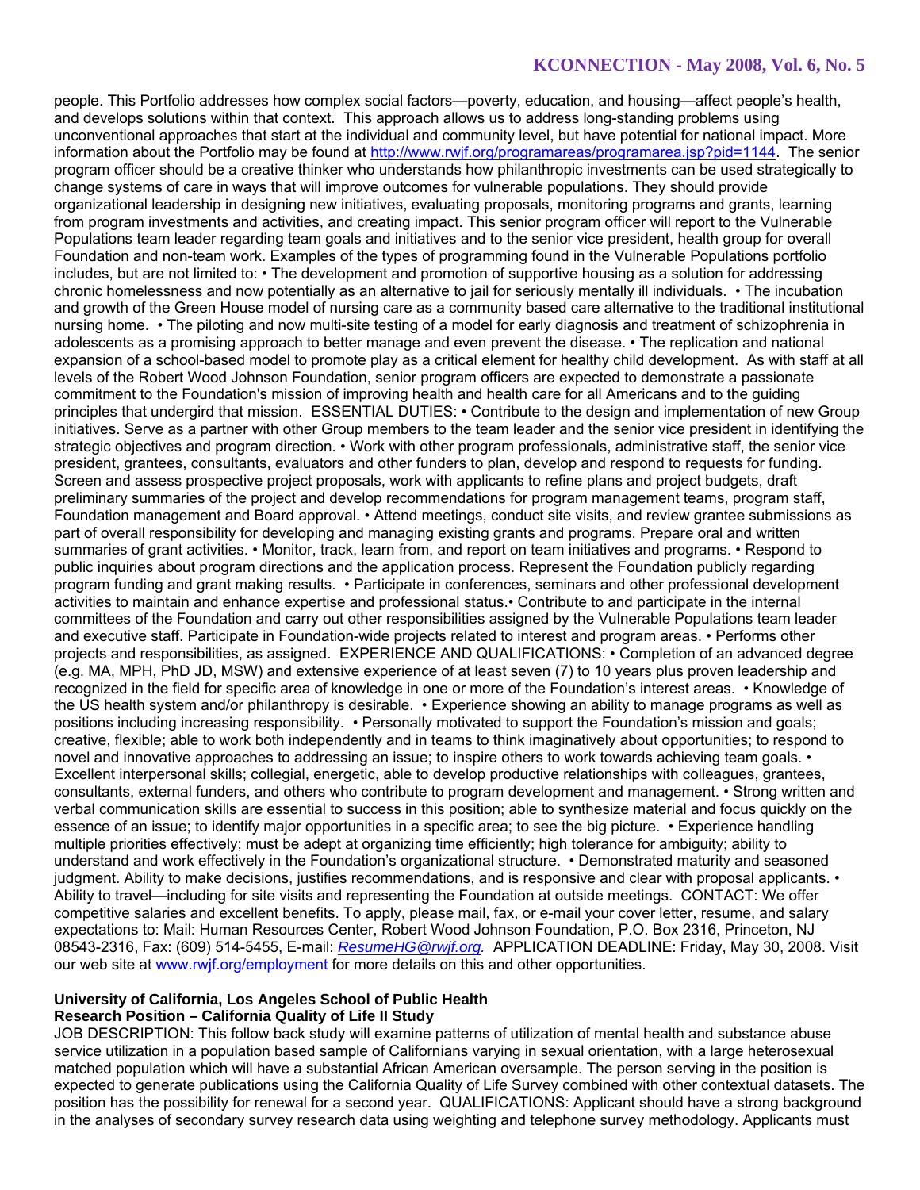people. This Portfolio addresses how complex social factors—poverty, education, and housing—affect people's health, and develops solutions within that context. This approach allows us to address long-standing problems using unconventional approaches that start at the individual and community level, but have potential for national impact. More information about the Portfolio may be found at http://www.rwjf.org/programareas/programarea.jsp?pid=1144. The senior program officer should be a creative thinker who understands how philanthropic investments can be used strategically to change systems of care in ways that will improve outcomes for vulnerable populations. They should provide organizational leadership in designing new initiatives, evaluating proposals, monitoring programs and grants, learning from program investments and activities, and creating impact. This senior program officer will report to the Vulnerable Populations team leader regarding team goals and initiatives and to the senior vice president, health group for overall Foundation and non-team work. Examples of the types of programming found in the Vulnerable Populations portfolio includes, but are not limited to: • The development and promotion of supportive housing as a solution for addressing chronic homelessness and now potentially as an alternative to jail for seriously mentally ill individuals. • The incubation and growth of the Green House model of nursing care as a community based care alternative to the traditional institutional nursing home. • The piloting and now multi-site testing of a model for early diagnosis and treatment of schizophrenia in adolescents as a promising approach to better manage and even prevent the disease. • The replication and national expansion of a school-based model to promote play as a critical element for healthy child development. As with staff at all levels of the Robert Wood Johnson Foundation, senior program officers are expected to demonstrate a passionate commitment to the Foundation's mission of improving health and health care for all Americans and to the guiding principles that undergird that mission. ESSENTIAL DUTIES: • Contribute to the design and implementation of new Group initiatives. Serve as a partner with other Group members to the team leader and the senior vice president in identifying the strategic objectives and program direction. • Work with other program professionals, administrative staff, the senior vice president, grantees, consultants, evaluators and other funders to plan, develop and respond to requests for funding. Screen and assess prospective project proposals, work with applicants to refine plans and project budgets, draft preliminary summaries of the project and develop recommendations for program management teams, program staff, Foundation management and Board approval. • Attend meetings, conduct site visits, and review grantee submissions as part of overall responsibility for developing and managing existing grants and programs. Prepare oral and written summaries of grant activities. • Monitor, track, learn from, and report on team initiatives and programs. • Respond to public inquiries about program directions and the application process. Represent the Foundation publicly regarding program funding and grant making results. • Participate in conferences, seminars and other professional development activities to maintain and enhance expertise and professional status.• Contribute to and participate in the internal committees of the Foundation and carry out other responsibilities assigned by the Vulnerable Populations team leader and executive staff. Participate in Foundation-wide projects related to interest and program areas. • Performs other projects and responsibilities, as assigned. EXPERIENCE AND QUALIFICATIONS: • Completion of an advanced degree (e.g. MA, MPH, PhD JD, MSW) and extensive experience of at least seven (7) to 10 years plus proven leadership and recognized in the field for specific area of knowledge in one or more of the Foundation's interest areas. • Knowledge of the US health system and/or philanthropy is desirable. • Experience showing an ability to manage programs as well as positions including increasing responsibility. • Personally motivated to support the Foundation's mission and goals; creative, flexible; able to work both independently and in teams to think imaginatively about opportunities; to respond to novel and innovative approaches to addressing an issue; to inspire others to work towards achieving team goals. • Excellent interpersonal skills; collegial, energetic, able to develop productive relationships with colleagues, grantees, consultants, external funders, and others who contribute to program development and management. • Strong written and verbal communication skills are essential to success in this position; able to synthesize material and focus quickly on the essence of an issue; to identify major opportunities in a specific area; to see the big picture. • Experience handling multiple priorities effectively; must be adept at organizing time efficiently; high tolerance for ambiguity; ability to understand and work effectively in the Foundation's organizational structure. • Demonstrated maturity and seasoned judgment. Ability to make decisions, justifies recommendations, and is responsive and clear with proposal applicants. • Ability to travel—including for site visits and representing the Foundation at outside meetings. CONTACT: We offer competitive salaries and excellent benefits. To apply, please mail, fax, or e-mail your cover letter, resume, and salary expectations to: Mail: Human Resources Center, Robert Wood Johnson Foundation, P.O. Box 2316, Princeton, NJ 08543-2316, Fax: (609) 514-5455, E-mail: *ResumeHG@rwjf.org.* APPLICATION DEADLINE: Friday, May 30, 2008. Visit our web site at www.rwjf.org/employment for more details on this and other opportunities.

**University of California, Los Angeles School of Public Health**
**Research Position – California Quality of Life II Study**

JOB DESCRIPTION: This follow back study will examine patterns of utilization of mental health and substance abuse service utilization in a population based sample of Californians varying in sexual orientation, with a large heterosexual matched population which will have a substantial African American oversample. The person serving in the position is expected to generate publications using the California Quality of Life Survey combined with other contextual datasets. The position has the possibility for renewal for a second year. QUALIFICATIONS: Applicant should have a strong background in the analyses of secondary survey research data using weighting and telephone survey methodology. Applicants must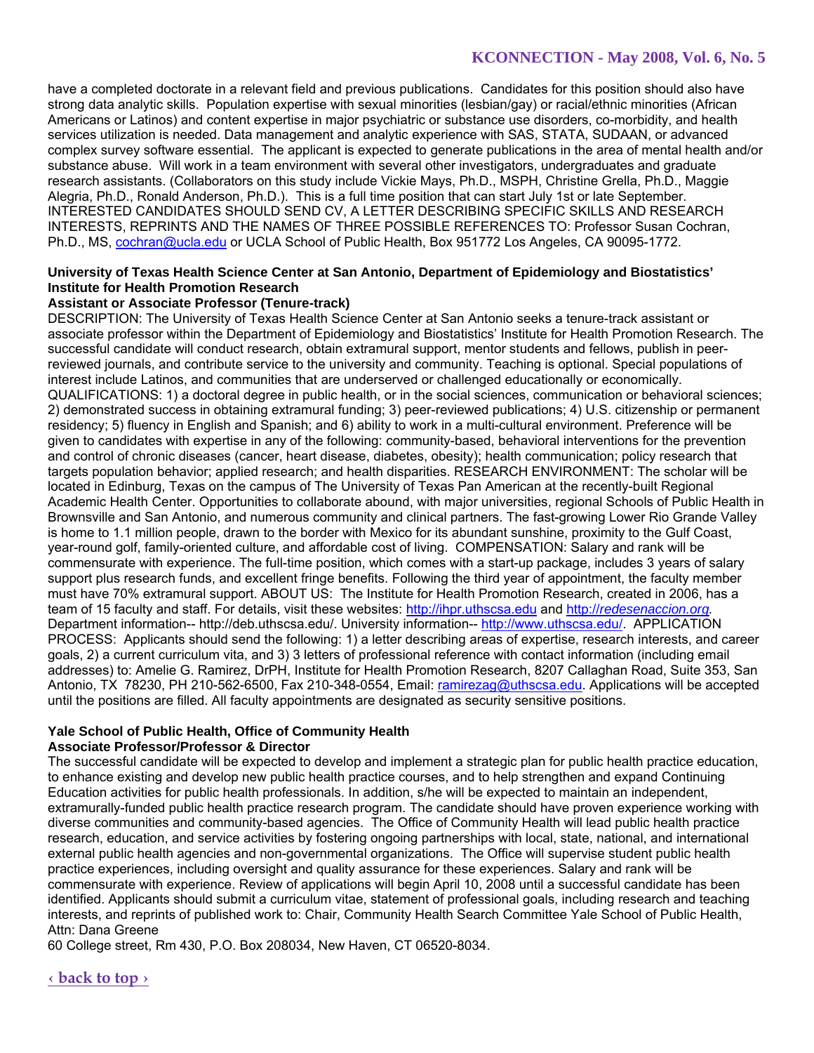have a completed doctorate in a relevant field and previous publications. Candidates for this position should also have strong data analytic skills. Population expertise with sexual minorities (lesbian/gay) or racial/ethnic minorities (African Americans or Latinos) and content expertise in major psychiatric or substance use disorders, co-morbidity, and health services utilization is needed. Data management and analytic experience with SAS, STATA, SUDAAN, or advanced complex survey software essential. The applicant is expected to generate publications in the area of mental health and/or substance abuse. Will work in a team environment with several other investigators, undergraduates and graduate research assistants. (Collaborators on this study include Vickie Mays, Ph.D., MSPH, Christine Grella, Ph.D., Maggie Alegria, Ph.D., Ronald Anderson, Ph.D.). This is a full time position that can start July 1st or late September. INTERESTED CANDIDATES SHOULD SEND CV, A LETTER DESCRIBING SPECIFIC SKILLS AND RESEARCH INTERESTS, REPRINTS AND THE NAMES OF THREE POSSIBLE REFERENCES TO: Professor Susan Cochran, Ph.D., MS, cochran@ucla.edu or UCLA School of Public Health, Box 951772 Los Angeles, CA 90095-1772.

**University of Texas Health Science Center at San Antonio, Department of Epidemiology and Biostatistics' Institute for Health Promotion Research**
**Assistant or Associate Professor (Tenure-track)**

DESCRIPTION: The University of Texas Health Science Center at San Antonio seeks a tenure-track assistant or associate professor within the Department of Epidemiology and Biostatistics' Institute for Health Promotion Research. The successful candidate will conduct research, obtain extramural support, mentor students and fellows, publish in peer-reviewed journals, and contribute service to the university and community. Teaching is optional. Special populations of interest include Latinos, and communities that are underserved or challenged educationally or economically. QUALIFICATIONS: 1) a doctoral degree in public health, or in the social sciences, communication or behavioral sciences; 2) demonstrated success in obtaining extramural funding; 3) peer-reviewed publications; 4) U.S. citizenship or permanent residency; 5) fluency in English and Spanish; and 6) ability to work in a multi-cultural environment. Preference will be given to candidates with expertise in any of the following: community-based, behavioral interventions for the prevention and control of chronic diseases (cancer, heart disease, diabetes, obesity); health communication; policy research that targets population behavior; applied research; and health disparities. RESEARCH ENVIRONMENT: The scholar will be located in Edinburg, Texas on the campus of The University of Texas Pan American at the recently-built Regional Academic Health Center. Opportunities to collaborate abound, with major universities, regional Schools of Public Health in Brownsville and San Antonio, and numerous community and clinical partners. The fast-growing Lower Rio Grande Valley is home to 1.1 million people, drawn to the border with Mexico for its abundant sunshine, proximity to the Gulf Coast, year-round golf, family-oriented culture, and affordable cost of living. COMPENSATION: Salary and rank will be commensurate with experience. The full-time position, which comes with a start-up package, includes 3 years of salary support plus research funds, and excellent fringe benefits. Following the third year of appointment, the faculty member must have 70% extramural support. ABOUT US: The Institute for Health Promotion Research, created in 2006, has a team of 15 faculty and staff. For details, visit these websites: http://ihpr.uthscsa.edu and http://*redesenaccion.org.* Department information-- http://deb.uthscsa.edu/. University information-- http://www.uthscsa.edu/. APPLICATION PROCESS: Applicants should send the following: 1) a letter describing areas of expertise, research interests, and career goals, 2) a current curriculum vita, and 3) 3 letters of professional reference with contact information (including email addresses) to: Amelie G. Ramirez, DrPH, Institute for Health Promotion Research, 8207 Callaghan Road, Suite 353, San Antonio, TX 78230, PH 210-562-6500, Fax 210-348-0554, Email: ramirezag@uthscsa.edu. Applications will be accepted until the positions are filled. All faculty appointments are designated as security sensitive positions.

**Yale School of Public Health, Office of Community Health**
**Associate Professor/Professor & Director**

The successful candidate will be expected to develop and implement a strategic plan for public health practice education, to enhance existing and develop new public health practice courses, and to help strengthen and expand Continuing Education activities for public health professionals. In addition, s/he will be expected to maintain an independent, extramurally-funded public health practice research program. The candidate should have proven experience working with diverse communities and community-based agencies. The Office of Community Health will lead public health practice research, education, and service activities by fostering ongoing partnerships with local, state, national, and international external public health agencies and non-governmental organizations. The Office will supervise student public health practice experiences, including oversight and quality assurance for these experiences. Salary and rank will be commensurate with experience. Review of applications will begin April 10, 2008 until a successful candidate has been identified. Applicants should submit a curriculum vitae, statement of professional goals, including research and teaching interests, and reprints of published work to: Chair, Community Health Search Committee Yale School of Public Health, Attn: Dana Greene
60 College street, Rm 430, P.O. Box 208034, New Haven, CT 06520-8034.

‹ back to top ›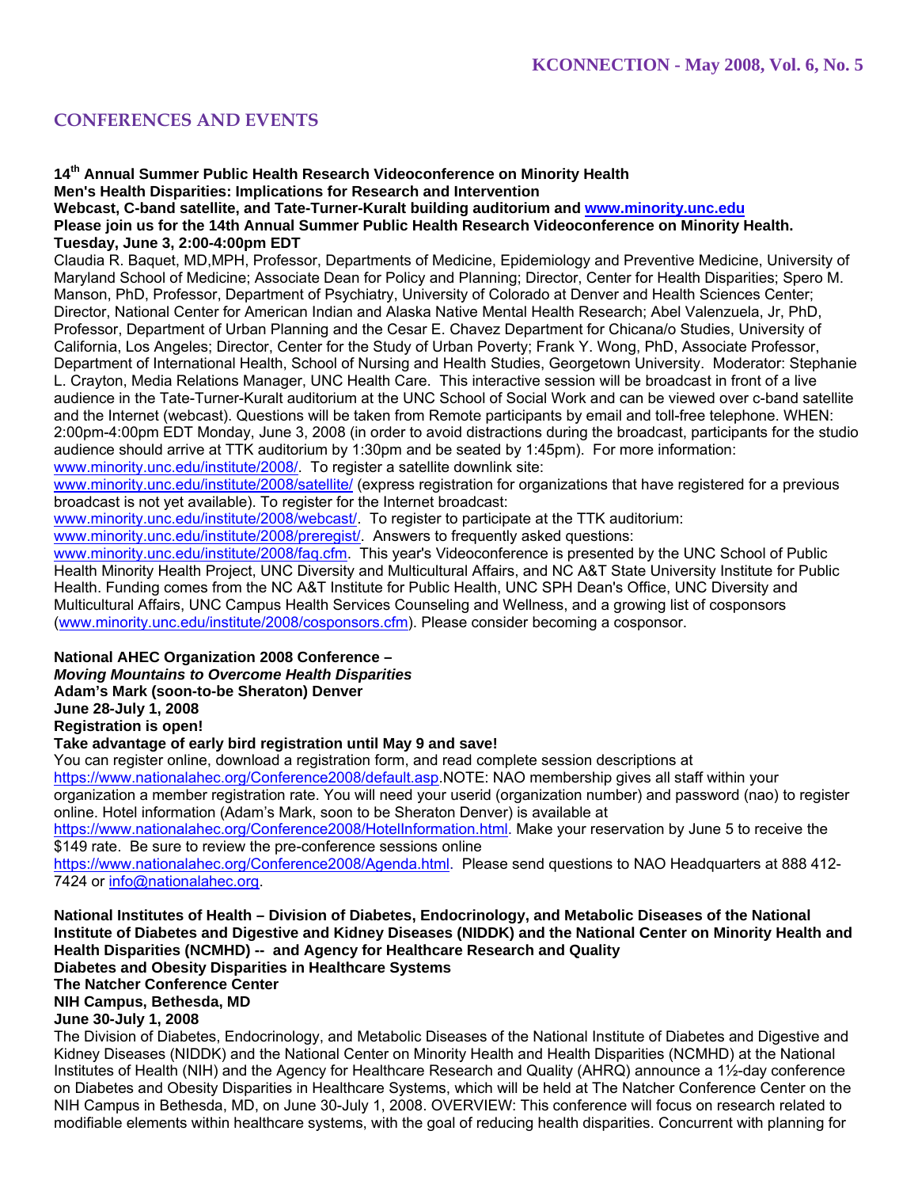## CONFERENCES AND EVENTS

**14th Annual Summer Public Health Research Videoconference on Minority Health**
**Men's Health Disparities: Implications for Research and Intervention**
**Webcast, C-band satellite, and Tate-Turner-Kuralt building auditorium and www.minority.unc.edu**
**Please join us for the 14th Annual Summer Public Health Research Videoconference on Minority Health.**
**Tuesday, June 3, 2:00-4:00pm EDT**

Claudia R. Baquet, MD,MPH, Professor, Departments of Medicine, Epidemiology and Preventive Medicine, University of Maryland School of Medicine; Associate Dean for Policy and Planning; Director, Center for Health Disparities; Spero M. Manson, PhD, Professor, Department of Psychiatry, University of Colorado at Denver and Health Sciences Center; Director, National Center for American Indian and Alaska Native Mental Health Research; Abel Valenzuela, Jr, PhD, Professor, Department of Urban Planning and the Cesar E. Chavez Department for Chicana/o Studies, University of California, Los Angeles; Director, Center for the Study of Urban Poverty; Frank Y. Wong, PhD, Associate Professor, Department of International Health, School of Nursing and Health Studies, Georgetown University. Moderator: Stephanie L. Crayton, Media Relations Manager, UNC Health Care. This interactive session will be broadcast in front of a live audience in the Tate-Turner-Kuralt auditorium at the UNC School of Social Work and can be viewed over c-band satellite and the Internet (webcast). Questions will be taken from Remote participants by email and toll-free telephone. WHEN: 2:00pm-4:00pm EDT Monday, June 3, 2008 (in order to avoid distractions during the broadcast, participants for the studio audience should arrive at TTK auditorium by 1:30pm and be seated by 1:45pm). For more information: www.minority.unc.edu/institute/2008/. To register a satellite downlink site: www.minority.unc.edu/institute/2008/satellite/ (express registration for organizations that have registered for a previous broadcast is not yet available). To register for the Internet broadcast: www.minority.unc.edu/institute/2008/webcast/. To register to participate at the TTK auditorium: www.minority.unc.edu/institute/2008/preregist/. Answers to frequently asked questions: www.minority.unc.edu/institute/2008/faq.cfm. This year's Videoconference is presented by the UNC School of Public Health Minority Health Project, UNC Diversity and Multicultural Affairs, and NC A&T State University Institute for Public Health. Funding comes from the NC A&T Institute for Public Health, UNC SPH Dean's Office, UNC Diversity and Multicultural Affairs, UNC Campus Health Services Counseling and Wellness, and a growing list of cosponsors (www.minority.unc.edu/institute/2008/cosponsors.cfm). Please consider becoming a cosponsor.

**National AHEC Organization 2008 Conference –**
***Moving Mountains to Overcome Health Disparities***
**Adam's Mark (soon-to-be Sheraton) Denver**
**June 28-July 1, 2008**
**Registration is open!**
**Take advantage of early bird registration until May 9 and save!**

You can register online, download a registration form, and read complete session descriptions at https://www.nationalahec.org/Conference2008/default.asp.NOTE: NAO membership gives all staff within your organization a member registration rate. You will need your userid (organization number) and password (nao) to register online. Hotel information (Adam's Mark, soon to be Sheraton Denver) is available at https://www.nationalahec.org/Conference2008/HotelInformation.html. Make your reservation by June 5 to receive the $149 rate. Be sure to review the pre-conference sessions online https://www.nationalahec.org/Conference2008/Agenda.html. Please send questions to NAO Headquarters at 888 412-7424 or info@nationalahec.org.

**National Institutes of Health – Division of Diabetes, Endocrinology, and Metabolic Diseases of the National Institute of Diabetes and Digestive and Kidney Diseases (NIDDK) and the National Center on Minority Health and Health Disparities (NCMHD) -- and Agency for Healthcare Research and Quality**
**Diabetes and Obesity Disparities in Healthcare Systems**
**The Natcher Conference Center**
**NIH Campus, Bethesda, MD**
**June 30-July 1, 2008**

The Division of Diabetes, Endocrinology, and Metabolic Diseases of the National Institute of Diabetes and Digestive and Kidney Diseases (NIDDK) and the National Center on Minority Health and Health Disparities (NCMHD) at the National Institutes of Health (NIH) and the Agency for Healthcare Research and Quality (AHRQ) announce a 1½-day conference on Diabetes and Obesity Disparities in Healthcare Systems, which will be held at The Natcher Conference Center on the NIH Campus in Bethesda, MD, on June 30-July 1, 2008. OVERVIEW: This conference will focus on research related to modifiable elements within healthcare systems, with the goal of reducing health disparities. Concurrent with planning for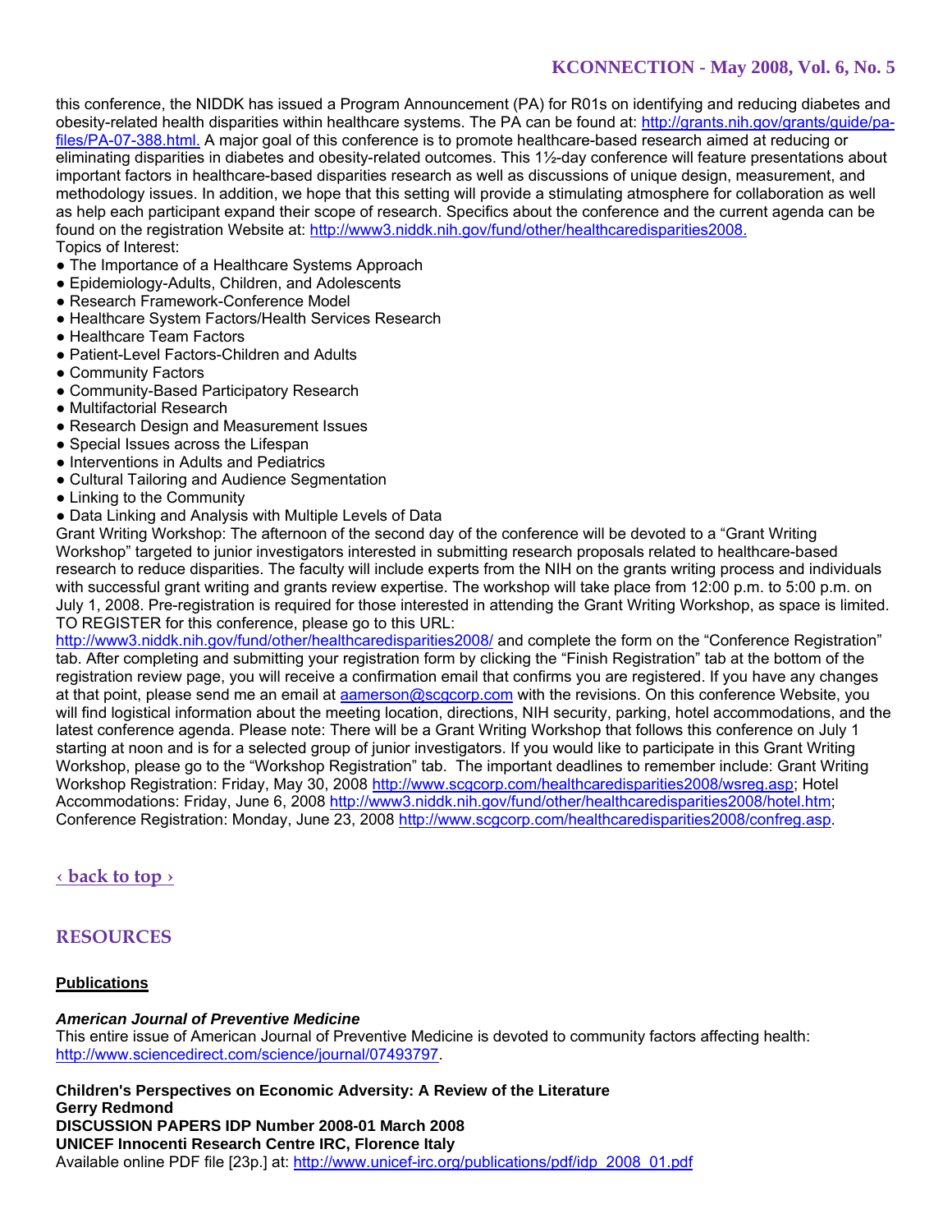this conference, the NIDDK has issued a Program Announcement (PA) for R01s on identifying and reducing diabetes and obesity-related health disparities within healthcare systems. The PA can be found at: http://grants.nih.gov/grants/guide/pa-files/PA-07-388.html. A major goal of this conference is to promote healthcare-based research aimed at reducing or eliminating disparities in diabetes and obesity-related outcomes. This 1½-day conference will feature presentations about important factors in healthcare-based disparities research as well as discussions of unique design, measurement, and methodology issues. In addition, we hope that this setting will provide a stimulating atmosphere for collaboration as well as help each participant expand their scope of research. Specifics about the conference and the current agenda can be found on the registration Website at: http://www3.niddk.nih.gov/fund/other/healthcaredisparities2008.

Topics of Interest:

- The Importance of a Healthcare Systems Approach
- Epidemiology-Adults, Children, and Adolescents
- Research Framework-Conference Model
- Healthcare System Factors/Health Services Research
- Healthcare Team Factors
- Patient-Level Factors-Children and Adults
- Community Factors
- Community-Based Participatory Research
- Multifactorial Research
- Research Design and Measurement Issues
- Special Issues across the Lifespan
- Interventions in Adults and Pediatrics
- Cultural Tailoring and Audience Segmentation
- Linking to the Community
- Data Linking and Analysis with Multiple Levels of Data

Grant Writing Workshop: The afternoon of the second day of the conference will be devoted to a "Grant Writing Workshop" targeted to junior investigators interested in submitting research proposals related to healthcare-based research to reduce disparities. The faculty will include experts from the NIH on the grants writing process and individuals with successful grant writing and grants review expertise. The workshop will take place from 12:00 p.m. to 5:00 p.m. on July 1, 2008. Pre-registration is required for those interested in attending the Grant Writing Workshop, as space is limited.

TO REGISTER for this conference, please go to this URL:
http://www3.niddk.nih.gov/fund/other/healthcaredisparities2008/ and complete the form on the "Conference Registration" tab. After completing and submitting your registration form by clicking the "Finish Registration" tab at the bottom of the registration review page, you will receive a confirmation email that confirms you are registered. If you have any changes at that point, please send me an email at aamerson@scgcorp.com with the revisions. On this conference Website, you will find logistical information about the meeting location, directions, NIH security, parking, hotel accommodations, and the latest conference agenda. Please note: There will be a Grant Writing Workshop that follows this conference on July 1 starting at noon and is for a selected group of junior investigators. If you would like to participate in this Grant Writing Workshop, please go to the "Workshop Registration" tab. The important deadlines to remember include: Grant Writing Workshop Registration: Friday, May 30, 2008 http://www.scgcorp.com/healthcaredisparities2008/wsreg.asp; Hotel Accommodations: Friday, June 6, 2008 http://www3.niddk.nih.gov/fund/other/healthcaredisparities2008/hotel.htm; Conference Registration: Monday, June 23, 2008 http://www.scgcorp.com/healthcaredisparities2008/confreg.asp.

‹ back to top ›

## RESOURCES

### Publications

***American Journal of Preventive Medicine***
This entire issue of American Journal of Preventive Medicine is devoted to community factors affecting health: http://www.sciencedirect.com/science/journal/07493797.

**Children's Perspectives on Economic Adversity: A Review of the Literature**
**Gerry Redmond**
**DISCUSSION PAPERS IDP Number 2008-01 March 2008**
**UNICEF Innocenti Research Centre IRC, Florence Italy**
Available online PDF file [23p.] at: http://www.unicef-irc.org/publications/pdf/idp_2008_01.pdf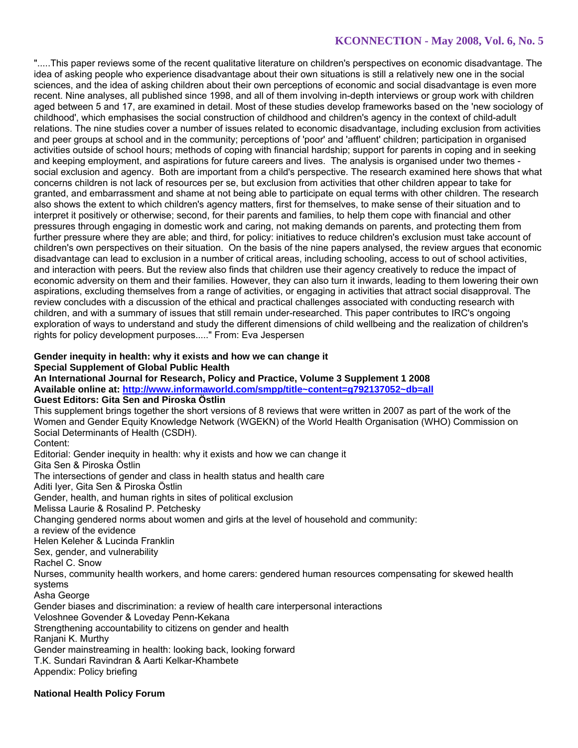".....This paper reviews some of the recent qualitative literature on children's perspectives on economic disadvantage. The idea of asking people who experience disadvantage about their own situations is still a relatively new one in the social sciences, and the idea of asking children about their own perceptions of economic and social disadvantage is even more recent. Nine analyses, all published since 1998, and all of them involving in-depth interviews or group work with children aged between 5 and 17, are examined in detail. Most of these studies develop frameworks based on the 'new sociology of childhood', which emphasises the social construction of childhood and children's agency in the context of child-adult relations. The nine studies cover a number of issues related to economic disadvantage, including exclusion from activities and peer groups at school and in the community; perceptions of 'poor' and 'affluent' children; participation in organised activities outside of school hours; methods of coping with financial hardship; support for parents in coping and in seeking and keeping employment, and aspirations for future careers and lives. The analysis is organised under two themes - social exclusion and agency. Both are important from a child's perspective. The research examined here shows that what concerns children is not lack of resources per se, but exclusion from activities that other children appear to take for granted, and embarrassment and shame at not being able to participate on equal terms with other children. The research also shows the extent to which children's agency matters, first for themselves, to make sense of their situation and to interpret it positively or otherwise; second, for their parents and families, to help them cope with financial and other pressures through engaging in domestic work and caring, not making demands on parents, and protecting them from further pressure where they are able; and third, for policy: initiatives to reduce children's exclusion must take account of children's own perspectives on their situation. On the basis of the nine papers analysed, the review argues that economic disadvantage can lead to exclusion in a number of critical areas, including schooling, access to out of school activities, and interaction with peers. But the review also finds that children use their agency creatively to reduce the impact of economic adversity on them and their families. However, they can also turn it inwards, leading to them lowering their own aspirations, excluding themselves from a range of activities, or engaging in activities that attract social disapproval. The review concludes with a discussion of the ethical and practical challenges associated with conducting research with children, and with a summary of issues that still remain under-researched. This paper contributes to IRC's ongoing exploration of ways to understand and study the different dimensions of child wellbeing and the realization of children's rights for policy development purposes....." From: Eva Jespersen

**Gender inequity in health: why it exists and how we can change it**
**Special Supplement of Global Public Health**
**An International Journal for Research, Policy and Practice, Volume 3 Supplement 1 2008**
**Available online at: http://www.informaworld.com/smpp/title~content=g792137052~db=all**
**Guest Editors: Gita Sen and Piroska Östlin**

This supplement brings together the short versions of 8 reviews that were written in 2007 as part of the work of the Women and Gender Equity Knowledge Network (WGEKN) of the World Health Organisation (WHO) Commission on Social Determinants of Health (CSDH).

Content:

Editorial: Gender inequity in health: why it exists and how we can change it
Gita Sen & Piroska Östlin

The intersections of gender and class in health status and health care
Aditi Iyer, Gita Sen & Piroska Östlin

Gender, health, and human rights in sites of political exclusion
Melissa Laurie & Rosalind P. Petchesky

Changing gendered norms about women and girls at the level of household and community: a review of the evidence
Helen Keleher & Lucinda Franklin

Sex, gender, and vulnerability
Rachel C. Snow

Nurses, community health workers, and home carers: gendered human resources compensating for skewed health systems
Asha George

Gender biases and discrimination: a review of health care interpersonal interactions
Veloshnee Govender & Loveday Penn-Kekana

Strengthening accountability to citizens on gender and health
Ranjani K. Murthy

Gender mainstreaming in health: looking back, looking forward
T.K. Sundari Ravindran & Aarti Kelkar-Khambete

Appendix: Policy briefing

**National Health Policy Forum**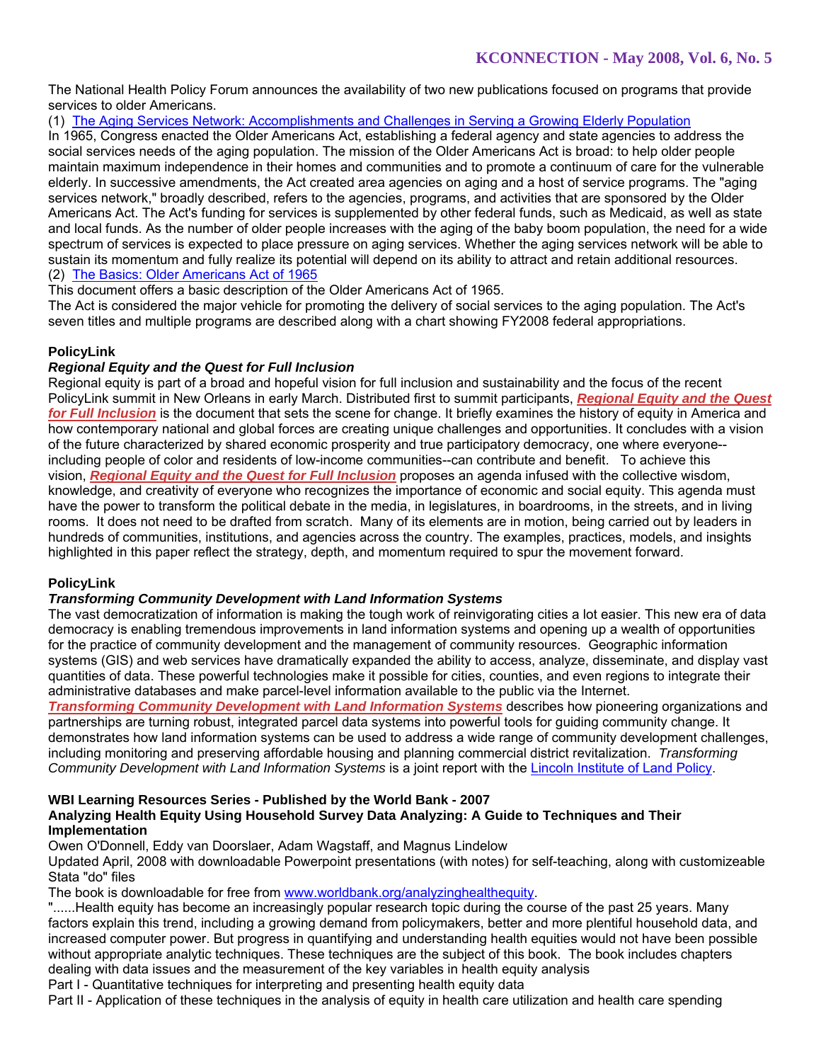The National Health Policy Forum announces the availability of two new publications focused on programs that provide services to older Americans.

(1) The Aging Services Network: Accomplishments and Challenges in Serving a Growing Elderly Population

In 1965, Congress enacted the Older Americans Act, establishing a federal agency and state agencies to address the social services needs of the aging population. The mission of the Older Americans Act is broad: to help older people maintain maximum independence in their homes and communities and to promote a continuum of care for the vulnerable elderly. In successive amendments, the Act created area agencies on aging and a host of service programs. The "aging services network," broadly described, refers to the agencies, programs, and activities that are sponsored by the Older Americans Act. The Act's funding for services is supplemented by other federal funds, such as Medicaid, as well as state and local funds. As the number of older people increases with the aging of the baby boom population, the need for a wide spectrum of services is expected to place pressure on aging services. Whether the aging services network will be able to sustain its momentum and fully realize its potential will depend on its ability to attract and retain additional resources.

(2) The Basics: Older Americans Act of 1965

This document offers a basic description of the Older Americans Act of 1965.

The Act is considered the major vehicle for promoting the delivery of social services to the aging population. The Act's seven titles and multiple programs are described along with a chart showing FY2008 federal appropriations.

**PolicyLink**

***Regional Equity and the Quest for Full Inclusion***

Regional equity is part of a broad and hopeful vision for full inclusion and sustainability and the focus of the recent PolicyLink summit in New Orleans in early March. Distributed first to summit participants, ***Regional Equity and the Quest for Full Inclusion*** is the document that sets the scene for change. It briefly examines the history of equity in America and how contemporary national and global forces are creating unique challenges and opportunities. It concludes with a vision of the future characterized by shared economic prosperity and true participatory democracy, one where everyone--including people of color and residents of low-income communities--can contribute and benefit. To achieve this vision, ***Regional Equity and the Quest for Full Inclusion*** proposes an agenda infused with the collective wisdom, knowledge, and creativity of everyone who recognizes the importance of economic and social equity. This agenda must have the power to transform the political debate in the media, in legislatures, in boardrooms, in the streets, and in living rooms. It does not need to be drafted from scratch. Many of its elements are in motion, being carried out by leaders in hundreds of communities, institutions, and agencies across the country. The examples, practices, models, and insights highlighted in this paper reflect the strategy, depth, and momentum required to spur the movement forward.

**PolicyLink**

***Transforming Community Development with Land Information Systems***

The vast democratization of information is making the tough work of reinvigorating cities a lot easier. This new era of data democracy is enabling tremendous improvements in land information systems and opening up a wealth of opportunities for the practice of community development and the management of community resources. Geographic information systems (GIS) and web services have dramatically expanded the ability to access, analyze, disseminate, and display vast quantities of data. These powerful technologies make it possible for cities, counties, and even regions to integrate their administrative databases and make parcel-level information available to the public via the Internet.

***Transforming Community Development with Land Information Systems*** describes how pioneering organizations and partnerships are turning robust, integrated parcel data systems into powerful tools for guiding community change. It demonstrates how land information systems can be used to address a wide range of community development challenges, including monitoring and preserving affordable housing and planning commercial district revitalization. *Transforming Community Development with Land Information Systems* is a joint report with the Lincoln Institute of Land Policy.

**WBI Learning Resources Series - Published by the World Bank - 2007**

**Analyzing Health Equity Using Household Survey Data Analyzing: A Guide to Techniques and Their Implementation**

Owen O'Donnell, Eddy van Doorslaer, Adam Wagstaff, and Magnus Lindelow

Updated April, 2008 with downloadable Powerpoint presentations (with notes) for self-teaching, along with customizeable Stata "do" files

The book is downloadable for free from www.worldbank.org/analyzinghealthequity.

"......Health equity has become an increasingly popular research topic during the course of the past 25 years. Many factors explain this trend, including a growing demand from policymakers, better and more plentiful household data, and increased computer power. But progress in quantifying and understanding health equities would not have been possible without appropriate analytic techniques. These techniques are the subject of this book. The book includes chapters dealing with data issues and the measurement of the key variables in health equity analysis

Part I - Quantitative techniques for interpreting and presenting health equity data

Part II - Application of these techniques in the analysis of equity in health care utilization and health care spending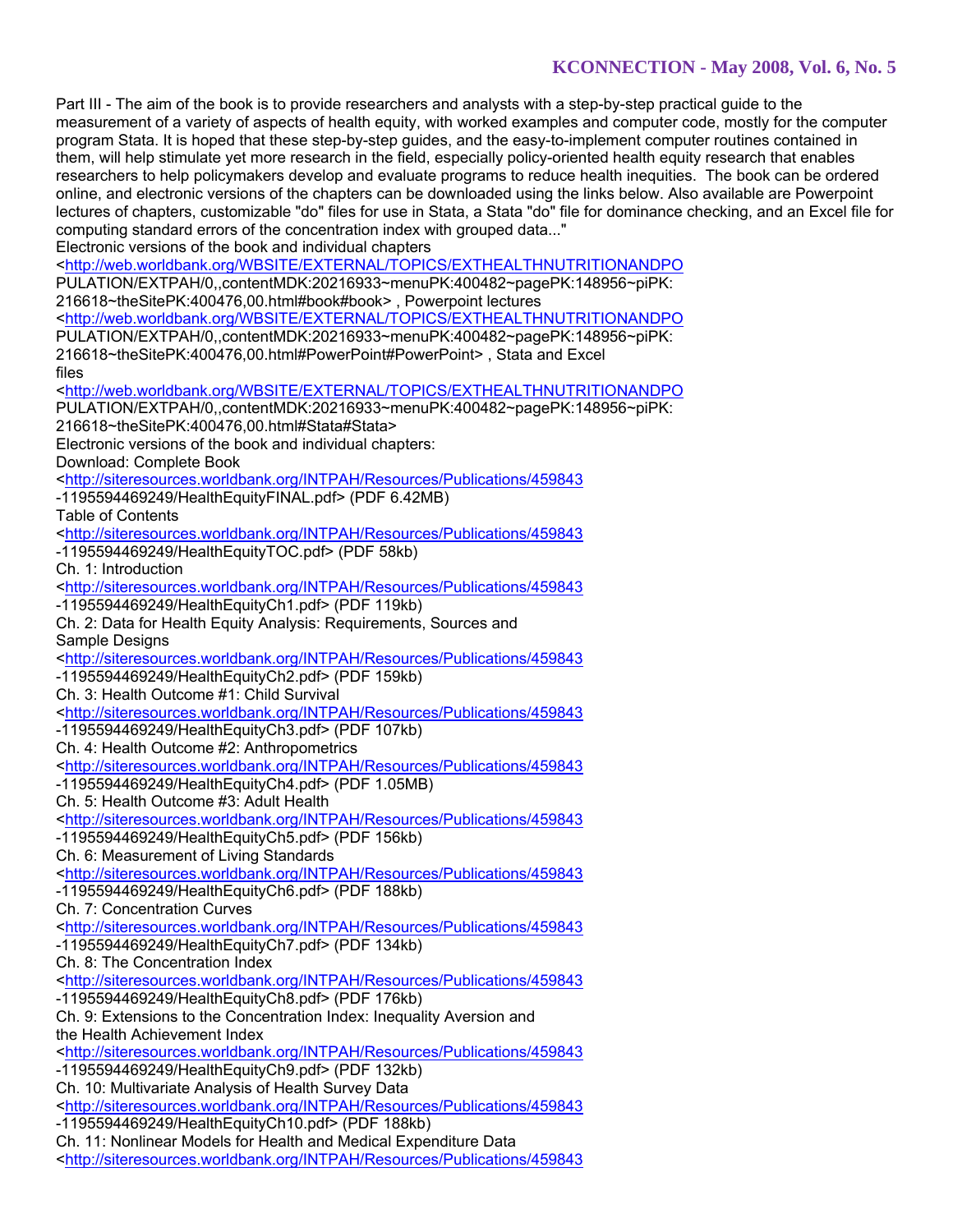Part III - The aim of the book is to provide researchers and analysts with a step-by-step practical guide to the measurement of a variety of aspects of health equity, with worked examples and computer code, mostly for the computer program Stata. It is hoped that these step-by-step guides, and the easy-to-implement computer routines contained in them, will help stimulate yet more research in the field, especially policy-oriented health equity research that enables researchers to help policymakers develop and evaluate programs to reduce health inequities. The book can be ordered online, and electronic versions of the chapters can be downloaded using the links below. Also available are Powerpoint lectures of chapters, customizable "do" files for use in Stata, a Stata "do" file for dominance checking, and an Excel file for computing standard errors of the concentration index with grouped data..."

Electronic versions of the book and individual chapters <http://web.worldbank.org/WBSITE/EXTERNAL/TOPICS/EXTHEALTHNUTRITIONANDPOPULATION/EXTPAH/0,,contentMDK:20216933~menuPK:400482~pagePK:148956~piPK:216618~theSitePK:400476,00.html#book#book> , Powerpoint lectures <http://web.worldbank.org/WBSITE/EXTERNAL/TOPICS/EXTHEALTHNUTRITIONANDPOPULATION/EXTPAH/0,,contentMDK:20216933~menuPK:400482~pagePK:148956~piPK:216618~theSitePK:400476,00.html#PowerPoint#PowerPoint> , Stata and Excel files <http://web.worldbank.org/WBSITE/EXTERNAL/TOPICS/EXTHEALTHNUTRITIONANDPOPULATION/EXTPAH/0,,contentMDK:20216933~menuPK:400482~pagePK:148956~piPK:216618~theSitePK:400476,00.html#Stata#Stata>

Electronic versions of the book and individual chapters:

Download: Complete Book <http://siteresources.worldbank.org/INTPAH/Resources/Publications/459843-1195594469249/HealthEquityFINAL.pdf> (PDF 6.42MB)

Table of Contents <http://siteresources.worldbank.org/INTPAH/Resources/Publications/459843-1195594469249/HealthEquityTOC.pdf> (PDF 58kb)

Ch. 1: Introduction <http://siteresources.worldbank.org/INTPAH/Resources/Publications/459843-1195594469249/HealthEquityCh1.pdf> (PDF 119kb)

Ch. 2: Data for Health Equity Analysis: Requirements, Sources and Sample Designs <http://siteresources.worldbank.org/INTPAH/Resources/Publications/459843-1195594469249/HealthEquityCh2.pdf> (PDF 159kb)

Ch. 3: Health Outcome #1: Child Survival <http://siteresources.worldbank.org/INTPAH/Resources/Publications/459843-1195594469249/HealthEquityCh3.pdf> (PDF 107kb)

Ch. 4: Health Outcome #2: Anthropometrics <http://siteresources.worldbank.org/INTPAH/Resources/Publications/459843-1195594469249/HealthEquityCh4.pdf> (PDF 1.05MB)

Ch. 5: Health Outcome #3: Adult Health <http://siteresources.worldbank.org/INTPAH/Resources/Publications/459843-1195594469249/HealthEquityCh5.pdf> (PDF 156kb)

Ch. 6: Measurement of Living Standards <http://siteresources.worldbank.org/INTPAH/Resources/Publications/459843-1195594469249/HealthEquityCh6.pdf> (PDF 188kb)

Ch. 7: Concentration Curves <http://siteresources.worldbank.org/INTPAH/Resources/Publications/459843-1195594469249/HealthEquityCh7.pdf> (PDF 134kb)

Ch. 8: The Concentration Index <http://siteresources.worldbank.org/INTPAH/Resources/Publications/459843-1195594469249/HealthEquityCh8.pdf> (PDF 176kb)

Ch. 9: Extensions to the Concentration Index: Inequality Aversion and the Health Achievement Index <http://siteresources.worldbank.org/INTPAH/Resources/Publications/459843-1195594469249/HealthEquityCh9.pdf> (PDF 132kb)

Ch. 10: Multivariate Analysis of Health Survey Data <http://siteresources.worldbank.org/INTPAH/Resources/Publications/459843-1195594469249/HealthEquityCh10.pdf> (PDF 188kb)

Ch. 11: Nonlinear Models for Health and Medical Expenditure Data <http://siteresources.worldbank.org/INTPAH/Resources/Publications/459843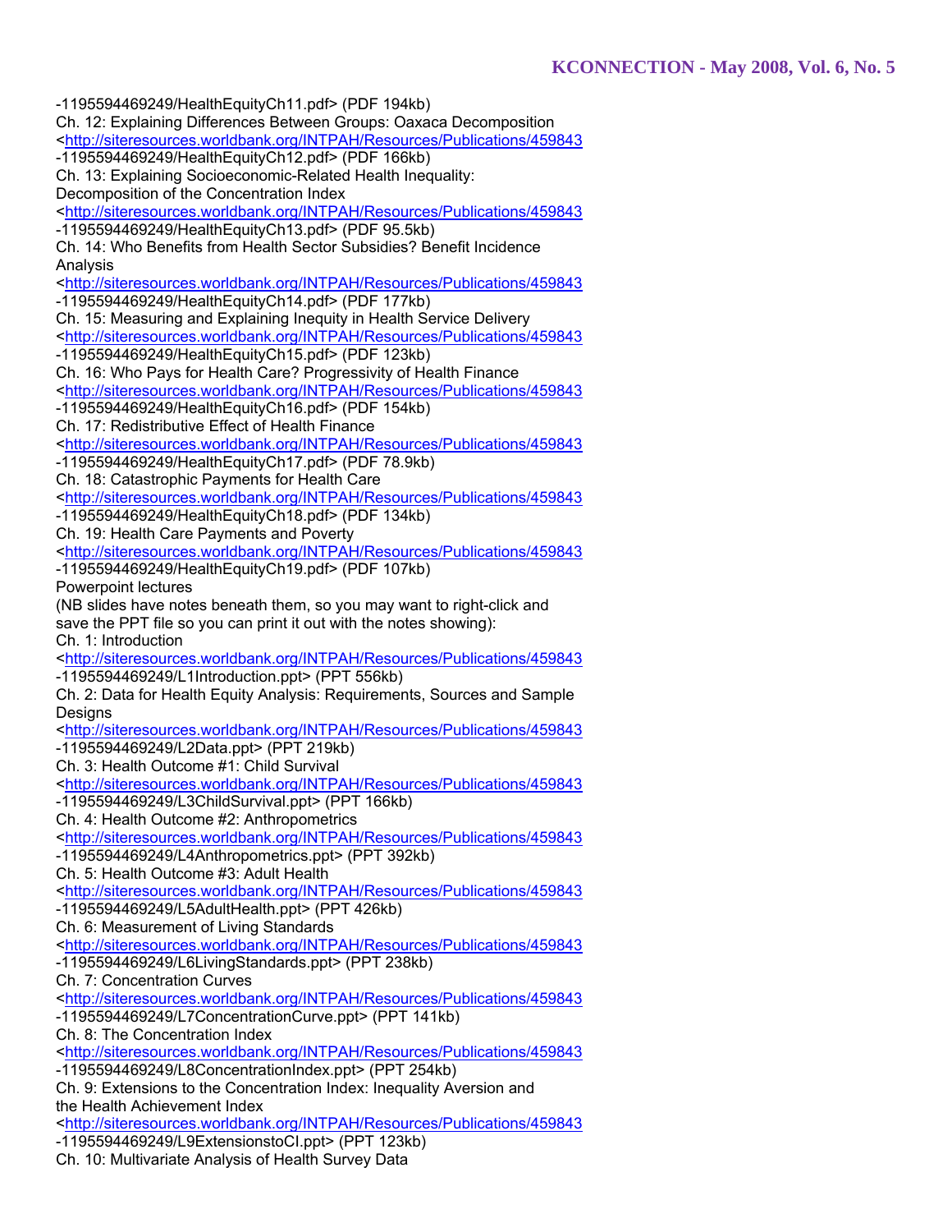-1195594469249/HealthEquityCh11.pdf> (PDF 194kb)

Ch. 12: Explaining Differences Between Groups: Oaxaca Decomposition
<http://siteresources.worldbank.org/INTPAH/Resources/Publications/459843-1195594469249/HealthEquityCh12.pdf> (PDF 166kb)

Ch. 13: Explaining Socioeconomic-Related Health Inequality: Decomposition of the Concentration Index
<http://siteresources.worldbank.org/INTPAH/Resources/Publications/459843-1195594469249/HealthEquityCh13.pdf> (PDF 95.5kb)

Ch. 14: Who Benefits from Health Sector Subsidies? Benefit Incidence Analysis
<http://siteresources.worldbank.org/INTPAH/Resources/Publications/459843-1195594469249/HealthEquityCh14.pdf> (PDF 177kb)

Ch. 15: Measuring and Explaining Inequity in Health Service Delivery
<http://siteresources.worldbank.org/INTPAH/Resources/Publications/459843-1195594469249/HealthEquityCh15.pdf> (PDF 123kb)

Ch. 16: Who Pays for Health Care? Progressivity of Health Finance
<http://siteresources.worldbank.org/INTPAH/Resources/Publications/459843-1195594469249/HealthEquityCh16.pdf> (PDF 154kb)

Ch. 17: Redistributive Effect of Health Finance
<http://siteresources.worldbank.org/INTPAH/Resources/Publications/459843-1195594469249/HealthEquityCh17.pdf> (PDF 78.9kb)

Ch. 18: Catastrophic Payments for Health Care
<http://siteresources.worldbank.org/INTPAH/Resources/Publications/459843-1195594469249/HealthEquityCh18.pdf> (PDF 134kb)

Ch. 19: Health Care Payments and Poverty
<http://siteresources.worldbank.org/INTPAH/Resources/Publications/459843-1195594469249/HealthEquityCh19.pdf> (PDF 107kb)

Powerpoint lectures

(NB slides have notes beneath them, so you may want to right-click and save the PPT file so you can print it out with the notes showing):

Ch. 1: Introduction
<http://siteresources.worldbank.org/INTPAH/Resources/Publications/459843-1195594469249/L1Introduction.ppt> (PPT 556kb)

Ch. 2: Data for Health Equity Analysis: Requirements, Sources and Sample Designs
<http://siteresources.worldbank.org/INTPAH/Resources/Publications/459843-1195594469249/L2Data.ppt> (PPT 219kb)

Ch. 3: Health Outcome #1: Child Survival
<http://siteresources.worldbank.org/INTPAH/Resources/Publications/459843-1195594469249/L3ChildSurvival.ppt> (PPT 166kb)

Ch. 4: Health Outcome #2: Anthropometrics
<http://siteresources.worldbank.org/INTPAH/Resources/Publications/459843-1195594469249/L4Anthropometrics.ppt> (PPT 392kb)

Ch. 5: Health Outcome #3: Adult Health
<http://siteresources.worldbank.org/INTPAH/Resources/Publications/459843-1195594469249/L5AdultHealth.ppt> (PPT 426kb)

Ch. 6: Measurement of Living Standards
<http://siteresources.worldbank.org/INTPAH/Resources/Publications/459843-1195594469249/L6LivingStandards.ppt> (PPT 238kb)

Ch. 7: Concentration Curves
<http://siteresources.worldbank.org/INTPAH/Resources/Publications/459843-1195594469249/L7ConcentrationCurve.ppt> (PPT 141kb)

Ch. 8: The Concentration Index
<http://siteresources.worldbank.org/INTPAH/Resources/Publications/459843-1195594469249/L8ConcentrationIndex.ppt> (PPT 254kb)

Ch. 9: Extensions to the Concentration Index: Inequality Aversion and the Health Achievement Index
<http://siteresources.worldbank.org/INTPAH/Resources/Publications/459843-1195594469249/L9ExtensionstoCI.ppt> (PPT 123kb)

Ch. 10: Multivariate Analysis of Health Survey Data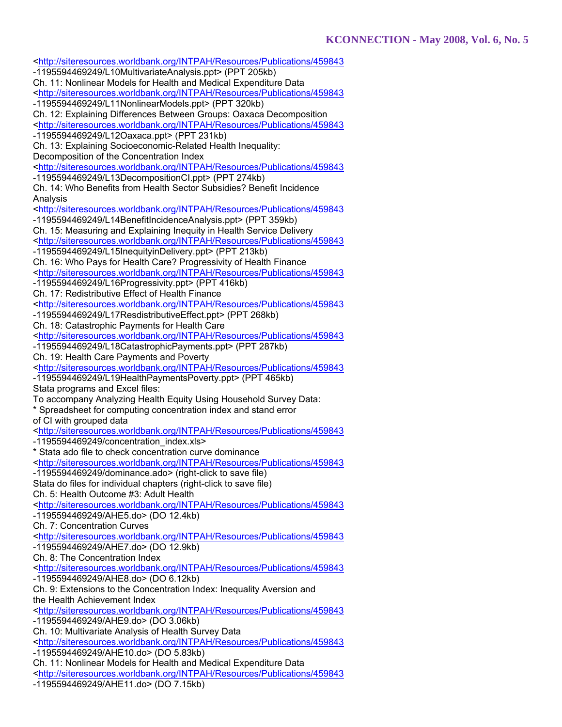<http://siteresources.worldbank.org/INTPAH/Resources/Publications/459843-1195594469249/L10MultivariateAnalysis.ppt> (PPT 205kb)
Ch. 11: Nonlinear Models for Health and Medical Expenditure Data
<http://siteresources.worldbank.org/INTPAH/Resources/Publications/459843-1195594469249/L11NonlinearModels.ppt> (PPT 320kb)
Ch. 12: Explaining Differences Between Groups: Oaxaca Decomposition
<http://siteresources.worldbank.org/INTPAH/Resources/Publications/459843-1195594469249/L12Oaxaca.ppt> (PPT 231kb)
Ch. 13: Explaining Socioeconomic-Related Health Inequality:
Decomposition of the Concentration Index
<http://siteresources.worldbank.org/INTPAH/Resources/Publications/459843-1195594469249/L13DecompositionCI.ppt> (PPT 274kb)
Ch. 14: Who Benefits from Health Sector Subsidies? Benefit Incidence Analysis
<http://siteresources.worldbank.org/INTPAH/Resources/Publications/459843-1195594469249/L14BenefitIncidenceAnalysis.ppt> (PPT 359kb)
Ch. 15: Measuring and Explaining Inequity in Health Service Delivery
<http://siteresources.worldbank.org/INTPAH/Resources/Publications/459843-1195594469249/L15InequityinDelivery.ppt> (PPT 213kb)
Ch. 16: Who Pays for Health Care? Progressivity of Health Finance
<http://siteresources.worldbank.org/INTPAH/Resources/Publications/459843-1195594469249/L16Progressivity.ppt> (PPT 416kb)
Ch. 17: Redistributive Effect of Health Finance
<http://siteresources.worldbank.org/INTPAH/Resources/Publications/459843-1195594469249/L17ResdistributiveEffect.ppt> (PPT 268kb)
Ch. 18: Catastrophic Payments for Health Care
<http://siteresources.worldbank.org/INTPAH/Resources/Publications/459843-1195594469249/L18CatastrophicPayments.ppt> (PPT 287kb)
Ch. 19: Health Care Payments and Poverty
<http://siteresources.worldbank.org/INTPAH/Resources/Publications/459843-1195594469249/L19HealthPaymentsPoverty.ppt> (PPT 465kb)
Stata programs and Excel files:
To accompany Analyzing Health Equity Using Household Survey Data:
* Spreadsheet for computing concentration index and stand error of CI with grouped data
<http://siteresources.worldbank.org/INTPAH/Resources/Publications/459843-1195594469249/concentration_index.xls>
* Stata ado file to check concentration curve dominance
<http://siteresources.worldbank.org/INTPAH/Resources/Publications/459843-1195594469249/dominance.ado> (right-click to save file)
Stata do files for individual chapters (right-click to save file)
Ch. 5: Health Outcome #3: Adult Health
<http://siteresources.worldbank.org/INTPAH/Resources/Publications/459843-1195594469249/AHE5.do> (DO 12.4kb)
Ch. 7: Concentration Curves
<http://siteresources.worldbank.org/INTPAH/Resources/Publications/459843-1195594469249/AHE7.do> (DO 12.9kb)
Ch. 8: The Concentration Index
<http://siteresources.worldbank.org/INTPAH/Resources/Publications/459843-1195594469249/AHE8.do> (DO 6.12kb)
Ch. 9: Extensions to the Concentration Index: Inequality Aversion and the Health Achievement Index
<http://siteresources.worldbank.org/INTPAH/Resources/Publications/459843-1195594469249/AHE9.do> (DO 3.06kb)
Ch. 10: Multivariate Analysis of Health Survey Data
<http://siteresources.worldbank.org/INTPAH/Resources/Publications/459843-1195594469249/AHE10.do> (DO 5.83kb)
Ch. 11: Nonlinear Models for Health and Medical Expenditure Data
<http://siteresources.worldbank.org/INTPAH/Resources/Publications/459843-1195594469249/AHE11.do> (DO 7.15kb)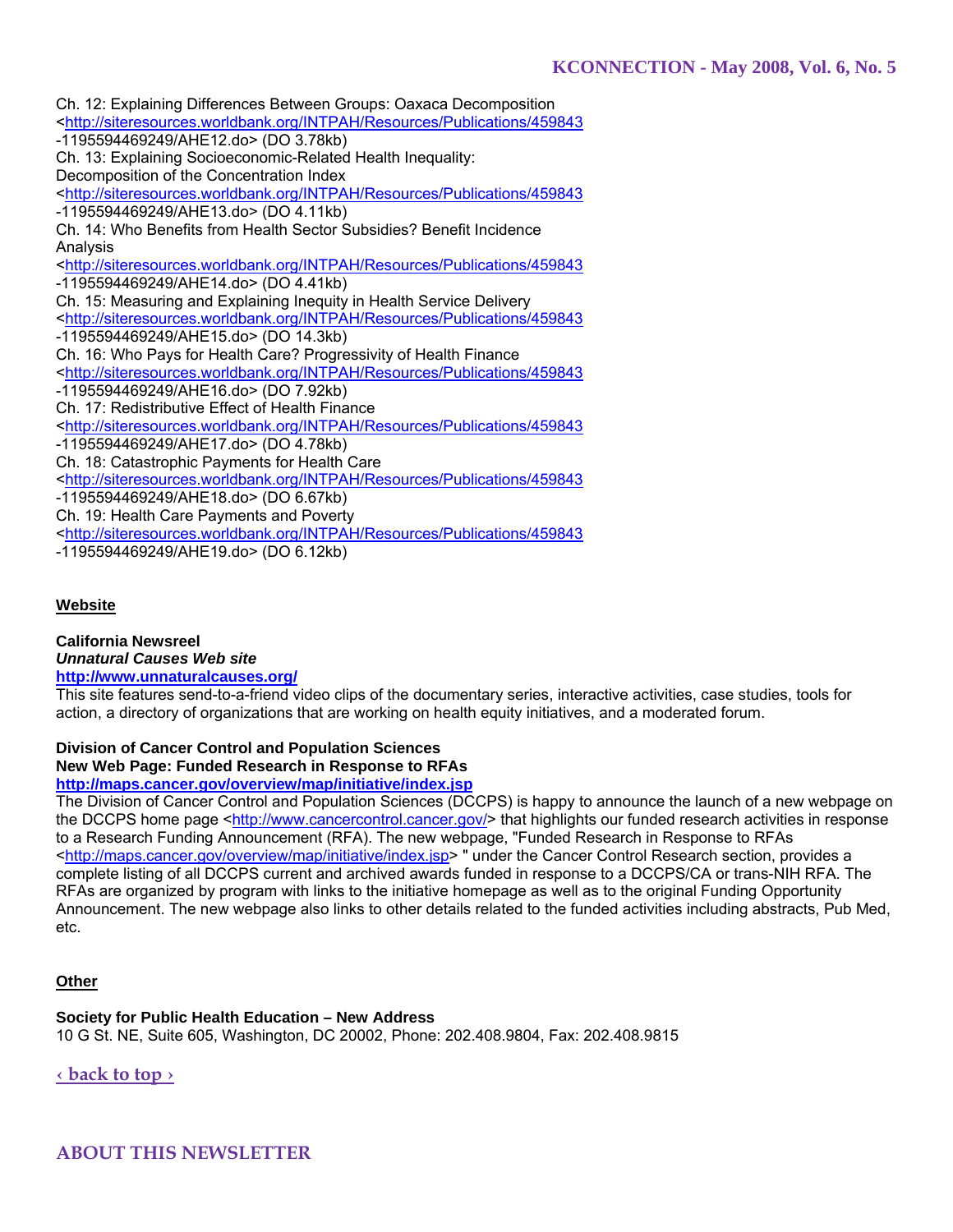Ch. 12: Explaining Differences Between Groups: Oaxaca Decomposition
<http://siteresources.worldbank.org/INTPAH/Resources/Publications/459843-1195594469249/AHE12.do> (DO 3.78kb)
Ch. 13: Explaining Socioeconomic-Related Health Inequality: Decomposition of the Concentration Index
<http://siteresources.worldbank.org/INTPAH/Resources/Publications/459843-1195594469249/AHE13.do> (DO 4.11kb)
Ch. 14: Who Benefits from Health Sector Subsidies? Benefit Incidence Analysis
<http://siteresources.worldbank.org/INTPAH/Resources/Publications/459843-1195594469249/AHE14.do> (DO 4.41kb)
Ch. 15: Measuring and Explaining Inequity in Health Service Delivery
<http://siteresources.worldbank.org/INTPAH/Resources/Publications/459843-1195594469249/AHE15.do> (DO 14.3kb)
Ch. 16: Who Pays for Health Care? Progressivity of Health Finance
<http://siteresources.worldbank.org/INTPAH/Resources/Publications/459843-1195594469249/AHE16.do> (DO 7.92kb)
Ch. 17: Redistributive Effect of Health Finance
<http://siteresources.worldbank.org/INTPAH/Resources/Publications/459843-1195594469249/AHE17.do> (DO 4.78kb)
Ch. 18: Catastrophic Payments for Health Care
<http://siteresources.worldbank.org/INTPAH/Resources/Publications/459843-1195594469249/AHE18.do> (DO 6.67kb)
Ch. 19: Health Care Payments and Poverty
<http://siteresources.worldbank.org/INTPAH/Resources/Publications/459843-1195594469249/AHE19.do> (DO 6.12kb)

## Website

**California Newsreel**
***Unnatural Causes Web site***
**http://www.unnaturalcauses.org/**
This site features send-to-a-friend video clips of the documentary series, interactive activities, case studies, tools for action, a directory of organizations that are working on health equity initiatives, and a moderated forum.

**Division of Cancer Control and Population Sciences**
**New Web Page: Funded Research in Response to RFAs**
**http://maps.cancer.gov/overview/map/initiative/index.jsp**
The Division of Cancer Control and Population Sciences (DCCPS) is happy to announce the launch of a new webpage on the DCCPS home page <http://www.cancercontrol.cancer.gov/> that highlights our funded research activities in response to a Research Funding Announcement (RFA). The new webpage, "Funded Research in Response to RFAs <http://maps.cancer.gov/overview/map/initiative/index.jsp> " under the Cancer Control Research section, provides a complete listing of all DCCPS current and archived awards funded in response to a DCCPS/CA or trans-NIH RFA. The RFAs are organized by program with links to the initiative homepage as well as to the original Funding Opportunity Announcement. The new webpage also links to other details related to the funded activities including abstracts, Pub Med, etc.

## Other

**Society for Public Health Education – New Address**
10 G St. NE, Suite 605, Washington, DC 20002, Phone: 202.408.9804, Fax: 202.408.9815

‹ back to top ›

## ABOUT THIS NEWSLETTER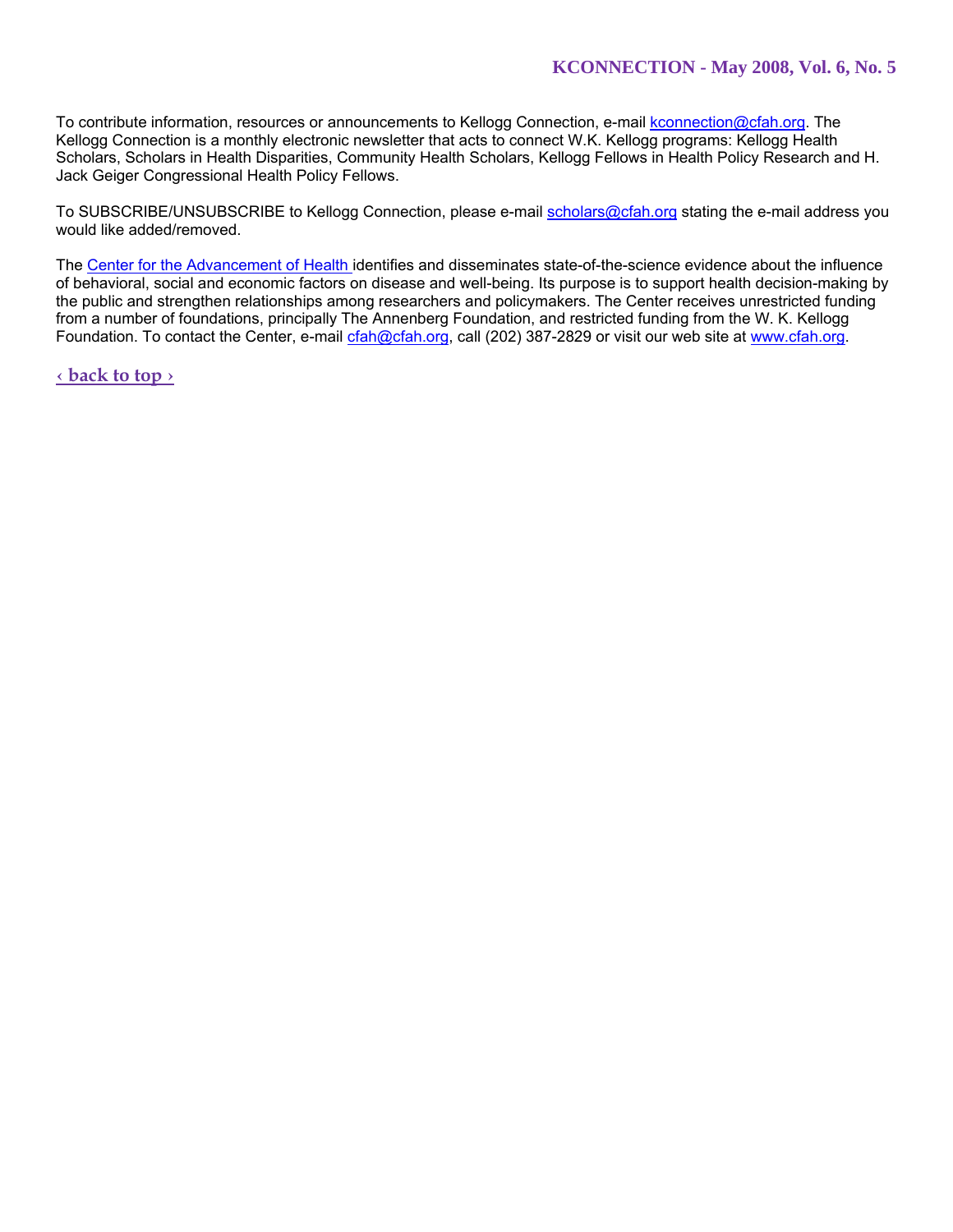To contribute information, resources or announcements to Kellogg Connection, e-mail kconnection@cfah.org. The Kellogg Connection is a monthly electronic newsletter that acts to connect W.K. Kellogg programs: Kellogg Health Scholars, Scholars in Health Disparities, Community Health Scholars, Kellogg Fellows in Health Policy Research and H. Jack Geiger Congressional Health Policy Fellows.

To SUBSCRIBE/UNSUBSCRIBE to Kellogg Connection, please e-mail scholars@cfah.org stating the e-mail address you would like added/removed.

The Center for the Advancement of Health identifies and disseminates state-of-the-science evidence about the influence of behavioral, social and economic factors on disease and well-being. Its purpose is to support health decision-making by the public and strengthen relationships among researchers and policymakers. The Center receives unrestricted funding from a number of foundations, principally The Annenberg Foundation, and restricted funding from the W. K. Kellogg Foundation. To contact the Center, e-mail cfah@cfah.org, call (202) 387-2829 or visit our web site at www.cfah.org.

**‹ back to top ›**